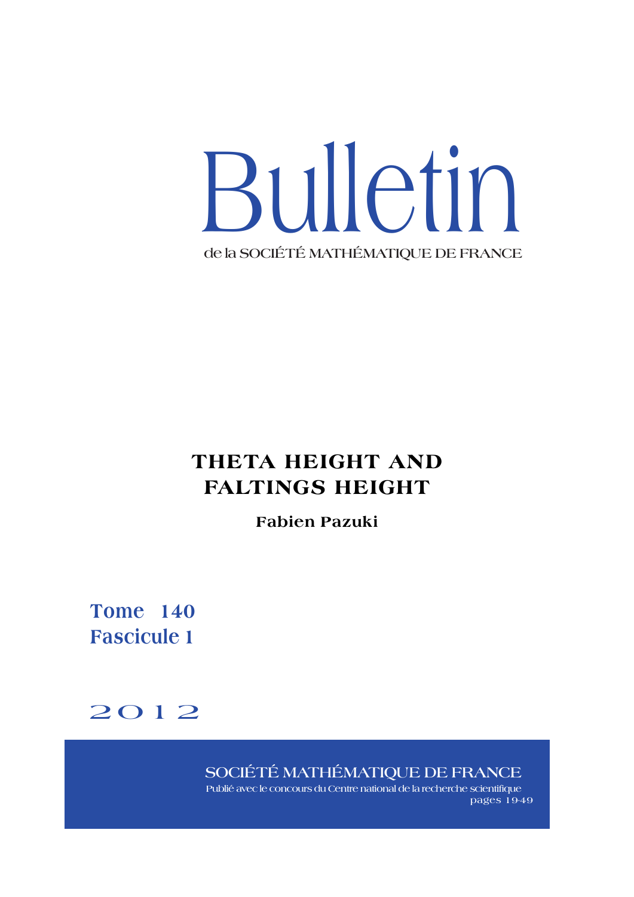# Bulletin

de la SOCIÉTÉ MATHÉMATIQUE DE FRANCE

## THETA HEIGHT AND FALTINGS HEIGHT

**Fabien Pazuki**

**Tome 140**
**Fascicule 1**

2012

SOCIÉTÉ MATHÉMATIQUE DE FRANCE

Publié avec le concours du Centre national de la recherche scientifique

pages 19-49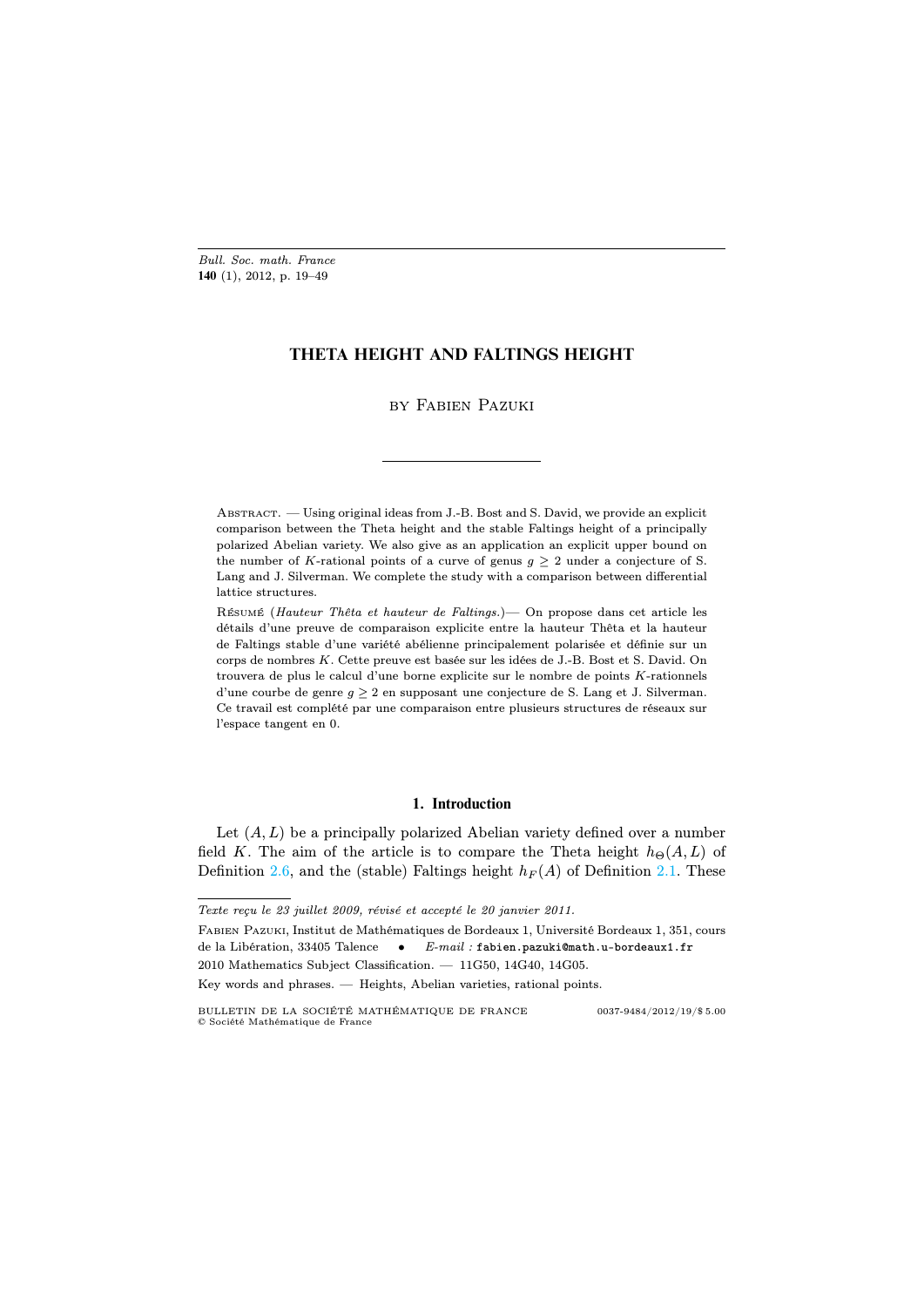# THETA HEIGHT AND FALTINGS HEIGHT

by Fabien Pazuki

---

Abstract. — Using original ideas from J.-B. Bost and S. David, we provide an explicit comparison between the Theta height and the stable Faltings height of a principally polarized Abelian variety. We also give as an application an explicit upper bound on the number of $K$-rational points of a curve of genus $g \geq 2$ under a conjecture of S. Lang and J. Silverman. We complete the study with a comparison between differential lattice structures.

Résumé (*Hauteur Thêta et hauteur de Faltings.*)— On propose dans cet article les détails d'une preuve de comparaison explicite entre la hauteur Thêta et la hauteur de Faltings stable d'une variété abélienne principalement polarisée et définie sur un corps de nombres $K$. Cette preuve est basée sur les idées de J.-B. Bost et S. David. On trouvera de plus le calcul d'une borne explicite sur le nombre de points $K$-rationnels d'une courbe de genre $g \geq 2$ en supposant une conjecture de S. Lang et J. Silverman. Ce travail est complété par une comparaison entre plusieurs structures de réseaux sur l'espace tangent en 0.

## 1. Introduction

Let $(A, L)$ be a principally polarized Abelian variety defined over a number field $K$. The aim of the article is to compare the Theta height $h_\Theta(A, L)$ of Definition 2.6, and the (stable) Faltings height $h_F(A)$ of Definition 2.1. These

---

*Texte reçu le 23 juillet 2009, révisé et accepté le 20 janvier 2011.*

Fabien Pazuki, Institut de Mathématiques de Bordeaux 1, Université Bordeaux 1, 351, cours de la Libération, 33405 Talence • *E-mail :* fabien.pazuki@math.u-bordeaux1.fr

2010 Mathematics Subject Classification. — 11G50, 14G40, 14G05.

Key words and phrases. — Heights, Abelian varieties, rational points.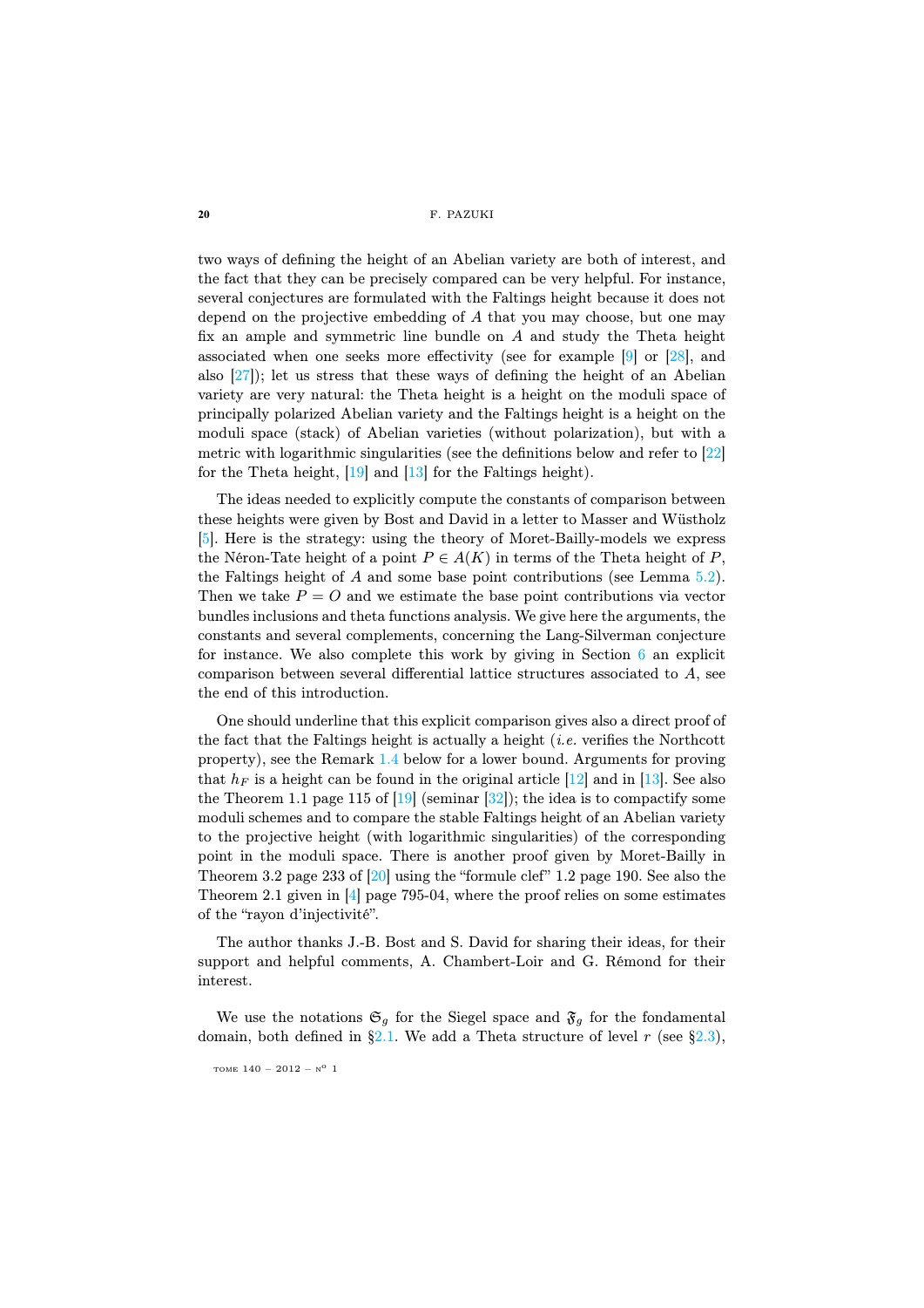two ways of defining the height of an Abelian variety are both of interest, and the fact that they can be precisely compared can be very helpful. For instance, several conjectures are formulated with the Faltings height because it does not depend on the projective embedding of $A$ that you may choose, but one may fix an ample and symmetric line bundle on $A$ and study the Theta height associated when one seeks more effectivity (see for example [9] or [28], and also [27]); let us stress that these ways of defining the height of an Abelian variety are very natural: the Theta height is a height on the moduli space of principally polarized Abelian variety and the Faltings height is a height on the moduli space (stack) of Abelian varieties (without polarization), but with a metric with logarithmic singularities (see the definitions below and refer to [22] for the Theta height, [19] and [13] for the Faltings height).

The ideas needed to explicitly compute the constants of comparison between these heights were given by Bost and David in a letter to Masser and Wüstholz [5]. Here is the strategy: using the theory of Moret-Bailly-models we express the Néron-Tate height of a point $P \in A(K)$ in terms of the Theta height of $P$, the Faltings height of $A$ and some base point contributions (see Lemma 5.2). Then we take $P = O$ and we estimate the base point contributions via vector bundles inclusions and theta functions analysis. We give here the arguments, the constants and several complements, concerning the Lang-Silverman conjecture for instance. We also complete this work by giving in Section 6 an explicit comparison between several differential lattice structures associated to $A$, see the end of this introduction.

One should underline that this explicit comparison gives also a direct proof of the fact that the Faltings height is actually a height (*i.e.* verifies the Northcott property), see the Remark 1.4 below for a lower bound. Arguments for proving that $h_F$ is a height can be found in the original article [12] and in [13]. See also the Theorem 1.1 page 115 of [19] (seminar [32]); the idea is to compactify some moduli schemes and to compare the stable Faltings height of an Abelian variety to the projective height (with logarithmic singularities) of the corresponding point in the moduli space. There is another proof given by Moret-Bailly in Theorem 3.2 page 233 of [20] using the "formule clef" 1.2 page 190. See also the Theorem 2.1 given in [4] page 795-04, where the proof relies on some estimates of the "rayon d'injectivité".

The author thanks J.-B. Bost and S. David for sharing their ideas, for their support and helpful comments, A. Chambert-Loir and G. Rémond for their interest.

We use the notations $\mathfrak{S}_g$ for the Siegel space and $\mathfrak{F}_g$ for the fondamental domain, both defined in §2.1. We add a Theta structure of level $r$ (see §2.3),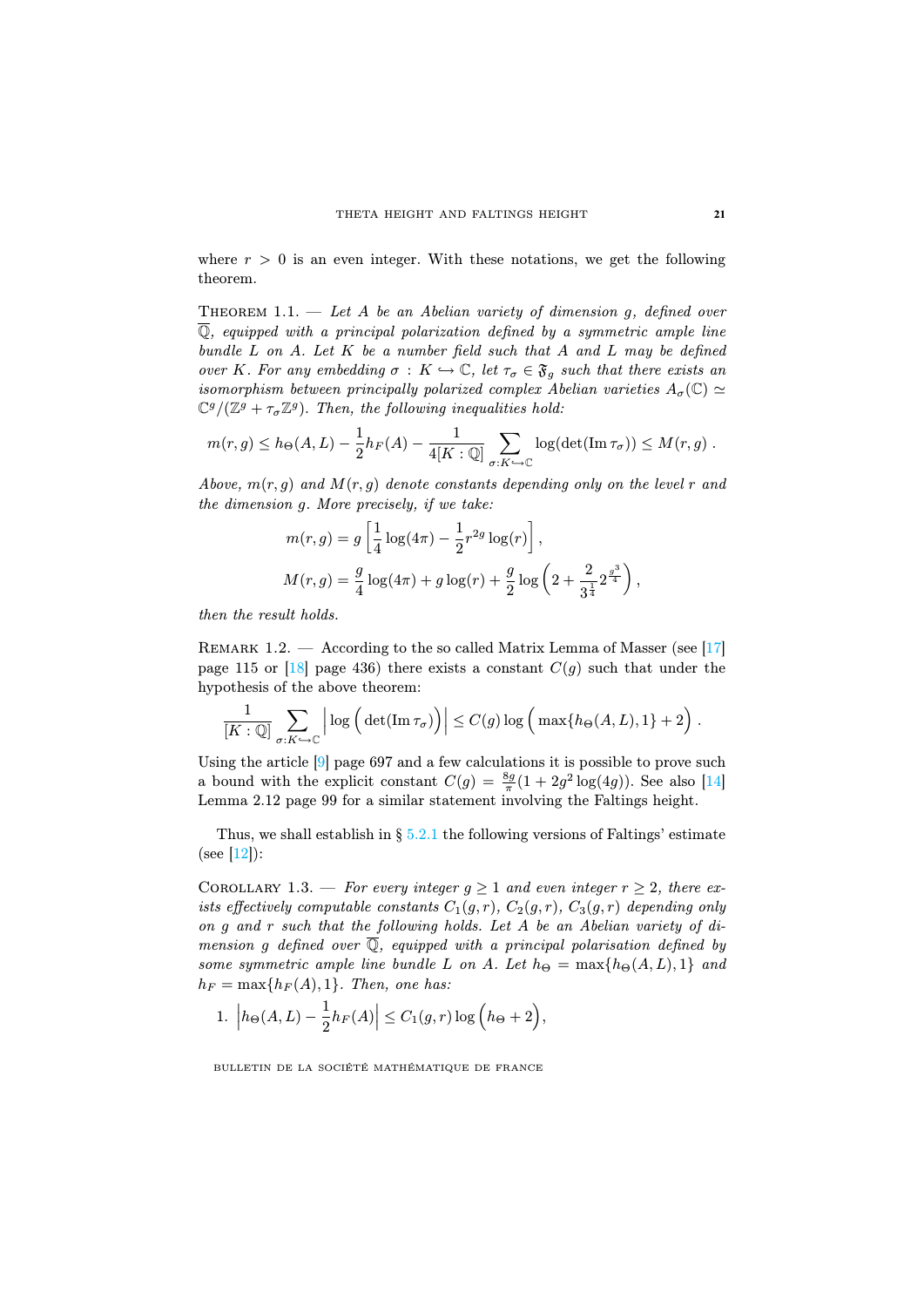where $r > 0$ is an even integer. With these notations, we get the following theorem.

Theorem 1.1. — *Let $A$ be an Abelian variety of dimension $g$, defined over $\overline{\mathbb{Q}}$, equipped with a principal polarization defined by a symmetric ample line bundle $L$ on $A$. Let $K$ be a number field such that $A$ and $L$ may be defined over $K$. For any embedding $\sigma : K \hookrightarrow \mathbb{C}$, let $\tau_\sigma \in \mathfrak{F}_g$ such that there exists an isomorphism between principally polarized complex Abelian varieties $A_\sigma(\mathbb{C}) \simeq \mathbb{C}^g/(\mathbb{Z}^g + \tau_\sigma \mathbb{Z}^g)$. Then, the following inequalities hold:*

$$m(r,g) \leq h_\Theta(A,L) - \frac{1}{2} h_F(A) - \frac{1}{4[K:\mathbb{Q}]} \sum_{\sigma : K \hookrightarrow \mathbb{C}} \log(\det(\operatorname{Im} \tau_\sigma)) \leq M(r,g)\,.$$

*Above, $m(r,g)$ and $M(r,g)$ denote constants depending only on the level $r$ and the dimension $g$. More precisely, if we take:*

$$m(r,g) = g\left[\frac{1}{4}\log(4\pi) - \frac{1}{2} r^{2g}\log(r)\right],$$

$$M(r,g) = \frac{g}{4}\log(4\pi) + g\log(r) + \frac{g}{2}\log\left(2 + \frac{2}{3^{\frac{1}{4}}} 2^{\frac{g^3}{4}}\right),$$

*then the result holds.*

Remark 1.2. — According to the so called Matrix Lemma of Masser (see [17] page 115 or [18] page 436) there exists a constant $C(g)$ such that under the hypothesis of the above theorem:

$$\frac{1}{[K:\mathbb{Q}]} \sum_{\sigma : K \hookrightarrow \mathbb{C}} \Big| \log\Big(\det(\operatorname{Im}\tau_\sigma)\Big)\Big| \leq C(g) \log\Big(\max\{h_\Theta(A,L), 1\} + 2\Big)\,.$$

Using the article [9] page 697 and a few calculations it is possible to prove such a bound with the explicit constant $C(g) = \frac{8g}{\pi}(1 + 2g^2\log(4g))$. See also [14] Lemma 2.12 page 99 for a similar statement involving the Faltings height.

Thus, we shall establish in § 5.2.1 the following versions of Faltings' estimate (see [12]):

Corollary 1.3. — *For every integer $g \geq 1$ and even integer $r \geq 2$, there exists effectively computable constants $C_1(g,r)$, $C_2(g,r)$, $C_3(g,r)$ depending only on $g$ and $r$ such that the following holds. Let $A$ be an Abelian variety of dimension $g$ defined over $\overline{\mathbb{Q}}$, equipped with a principal polarisation defined by some symmetric ample line bundle $L$ on $A$. Let $h_\Theta = \max\{h_\Theta(A,L), 1\}$ and $h_F = \max\{h_F(A), 1\}$. Then, one has:*

1. $\Big|h_\Theta(A,L) - \frac{1}{2}h_F(A)\Big| \leq C_1(g,r)\log\Big(h_\Theta + 2\Big),$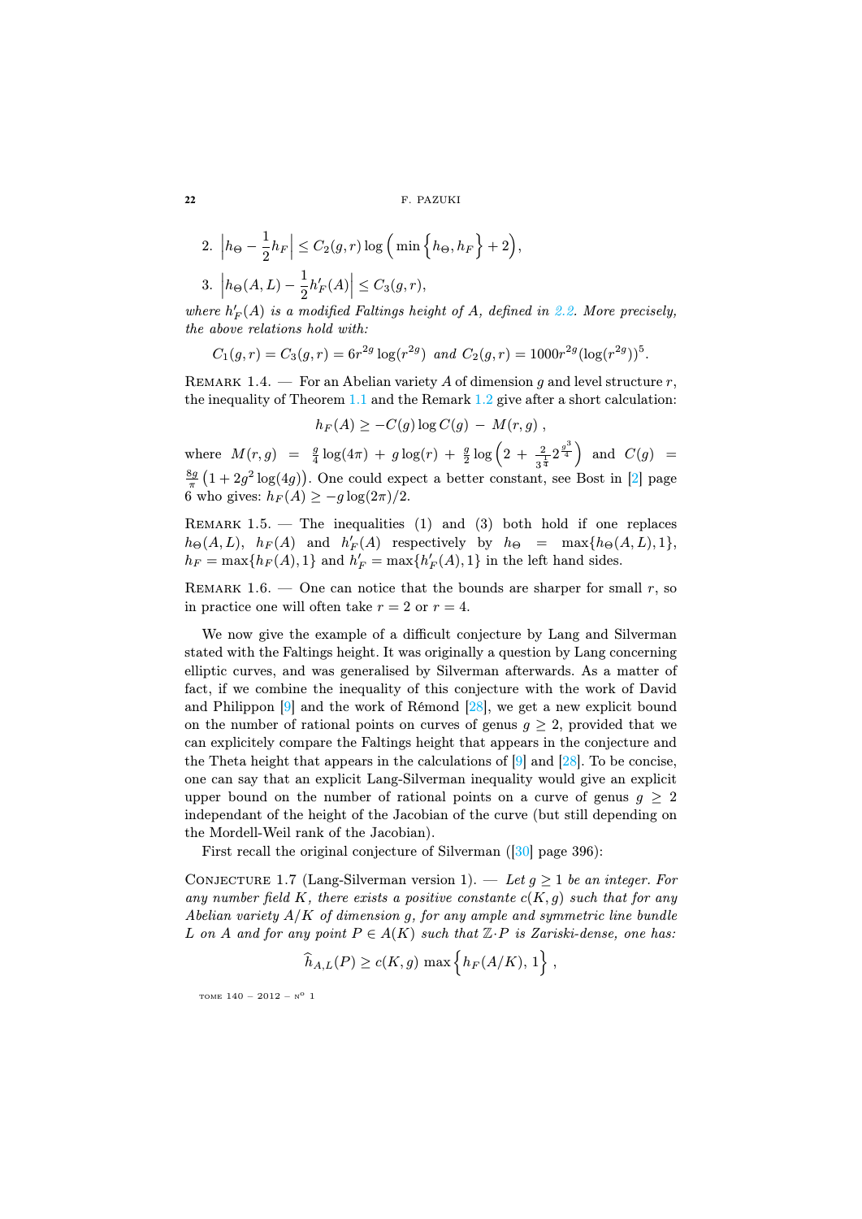2. $\left|h_\Theta - \dfrac{1}{2}h_F\right| \le C_2(g,r)\log\Big(\min\Big\{h_\Theta, h_F\Big\}+2\Big)$,

3. $\left|h_\Theta(A,L) - \dfrac{1}{2}h'_F(A)\right| \le C_3(g,r)$,

*where $h'_F(A)$ is a modified Faltings height of $A$, defined in 2.2. More precisely, the above relations hold with:*

$$C_1(g,r) = C_3(g,r) = 6r^{2g}\log(r^{2g}) \text{ and } C_2(g,r) = 1000r^{2g}(\log(r^{2g}))^5.$$

Remark 1.4. — For an Abelian variety $A$ of dimension $g$ and level structure $r$, the inequality of Theorem 1.1 and the Remark 1.2 give after a short calculation:

$$h_F(A) \ge -C(g)\log C(g) \;-\; M(r,g)\;,$$

where $M(r,g) = \frac{g}{4}\log(4\pi) + g\log(r) + \frac{g}{2}\log\Big(2 + \frac{2}{3^{\frac{1}{4}}}2^{\frac{g^3}{4}}\Big)$ and $C(g) = \frac{8g}{\pi}\big(1+2g^2\log(4g)\big)$. One could expect a better constant, see Bost in [2] page 6 who gives: $h_F(A) \ge -g\log(2\pi)/2$.

Remark 1.5. — The inequalities (1) and (3) both hold if one replaces $h_\Theta(A,L)$, $h_F(A)$ and $h'_F(A)$ respectively by $h_\Theta = \max\{h_\Theta(A,L),1\}$, $h_F = \max\{h_F(A),1\}$ and $h'_F = \max\{h'_F(A),1\}$ in the left hand sides.

Remark 1.6. — One can notice that the bounds are sharper for small $r$, so in practice one will often take $r=2$ or $r=4$.

We now give the example of a difficult conjecture by Lang and Silverman stated with the Faltings height. It was originally a question by Lang concerning elliptic curves, and was generalised by Silverman afterwards. As a matter of fact, if we combine the inequality of this conjecture with the work of David and Philippon [9] and the work of Rémond [28], we get a new explicit bound on the number of rational points on curves of genus $g \ge 2$, provided that we can explicitely compare the Faltings height that appears in the conjecture and the Theta height that appears in the calculations of [9] and [28]. To be concise, one can say that an explicit Lang-Silverman inequality would give an explicit upper bound on the number of rational points on a curve of genus $g \ge 2$ independant of the height of the Jacobian of the curve (but still depending on the Mordell-Weil rank of the Jacobian).

First recall the original conjecture of Silverman ([30] page 396):

Conjecture 1.7 (Lang-Silverman version 1). — *Let $g \ge 1$ be an integer. For any number field $K$, there exists a positive constante $c(K,g)$ such that for any Abelian variety $A/K$ of dimension $g$, for any ample and symmetric line bundle $L$ on $A$ and for any point $P \in A(K)$ such that $\mathbb{Z}\cdot P$ is Zariski-dense, one has:*

$$\widehat{h}_{A,L}(P) \ge c(K,g)\,\max\Big\{h_F(A/K),\,1\Big\}\;,$$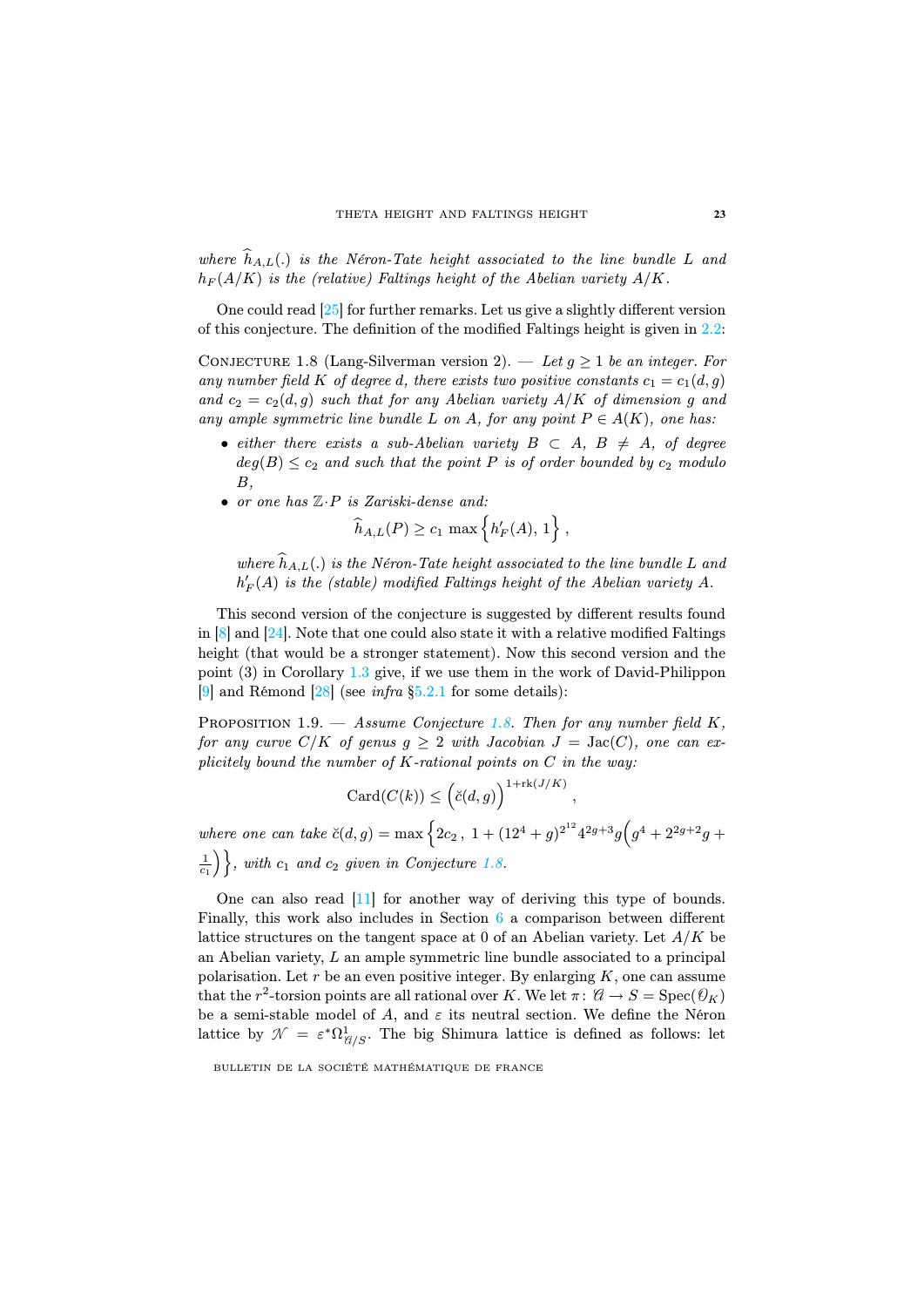*where* $\widehat{h}_{A,L}(.)$ *is the Néron-Tate height associated to the line bundle* $L$ *and* $h_F(A/K)$ *is the (relative) Faltings height of the Abelian variety* $A/K$.

One could read [25] for further remarks. Let us give a slightly different version of this conjecture. The definition of the modified Faltings height is given in 2.2:

Conjecture 1.8 (Lang-Silverman version 2). — *Let* $g \geq 1$ *be an integer. For any number field* $K$ *of degree* $d$*, there exists two positive constants* $c_1 = c_1(d, g)$ *and* $c_2 = c_2(d, g)$ *such that for any Abelian variety* $A/K$ *of dimension* $g$ *and any ample symmetric line bundle* $L$ *on* $A$*, for any point* $P \in A(K)$*, one has:*

- *either there exists a sub-Abelian variety* $B \subset A$*,* $B \neq A$*, of degree* $deg(B) \leq c_2$ *and such that the point* $P$ *is of order bounded by* $c_2$ *modulo* $B$*,*
- *or one has* $\mathbb{Z}\cdot P$ *is Zariski-dense and:*

$$\widehat{h}_{A,L}(P) \geq c_1 \max\Big\{h'_F(A),\, 1\Big\}\,,$$

*where* $\widehat{h}_{A,L}(.)$ *is the Néron-Tate height associated to the line bundle* $L$ *and* $h'_F(A)$ *is the (stable) modified Faltings height of the Abelian variety* $A$.

This second version of the conjecture is suggested by different results found in [8] and [24]. Note that one could also state it with a relative modified Faltings height (that would be a stronger statement). Now this second version and the point (3) in Corollary 1.3 give, if we use them in the work of David-Philippon [9] and Rémond [28] (see *infra* §5.2.1 for some details):

Proposition 1.9. — *Assume Conjecture 1.8. Then for any number field* $K$*, for any curve* $C/K$ *of genus* $g \geq 2$ *with Jacobian* $J = \mathrm{Jac}(C)$*, one can explicitly bound the number of* $K$*-rational points on* $C$ *in the way:*

$$\mathrm{Card}(C(k)) \leq \Big(\check{c}(d, g)\Big)^{1+\mathrm{rk}(J/K)}\,,$$

*where one can take* $\check{c}(d, g) = \max\Big\{2c_2\,,\ 1 + (12^4 + g)^{2^{12}} 4^{2g+3} g\Big(g^4 + 2^{2g+2}g + \frac{1}{c_1}\Big)\Big\}$*, with* $c_1$ *and* $c_2$ *given in Conjecture 1.8.*

One can also read [11] for another way of deriving this type of bounds. Finally, this work also includes in Section 6 a comparison between different lattice structures on the tangent space at 0 of an Abelian variety. Let $A/K$ be an Abelian variety, $L$ an ample symmetric line bundle associated to a principal polarisation. Let $r$ be an even positive integer. By enlarging $K$, one can assume that the $r^2$-torsion points are all rational over $K$. We let $\pi\colon \mathcal{A} \to S = \mathrm{Spec}(\mathcal{O}_K)$ be a semi-stable model of $A$, and $\varepsilon$ its neutral section. We define the Néron lattice by $\mathcal{N} = \varepsilon^*\Omega^1_{\mathcal{A}/S}$. The big Shimura lattice is defined as follows: let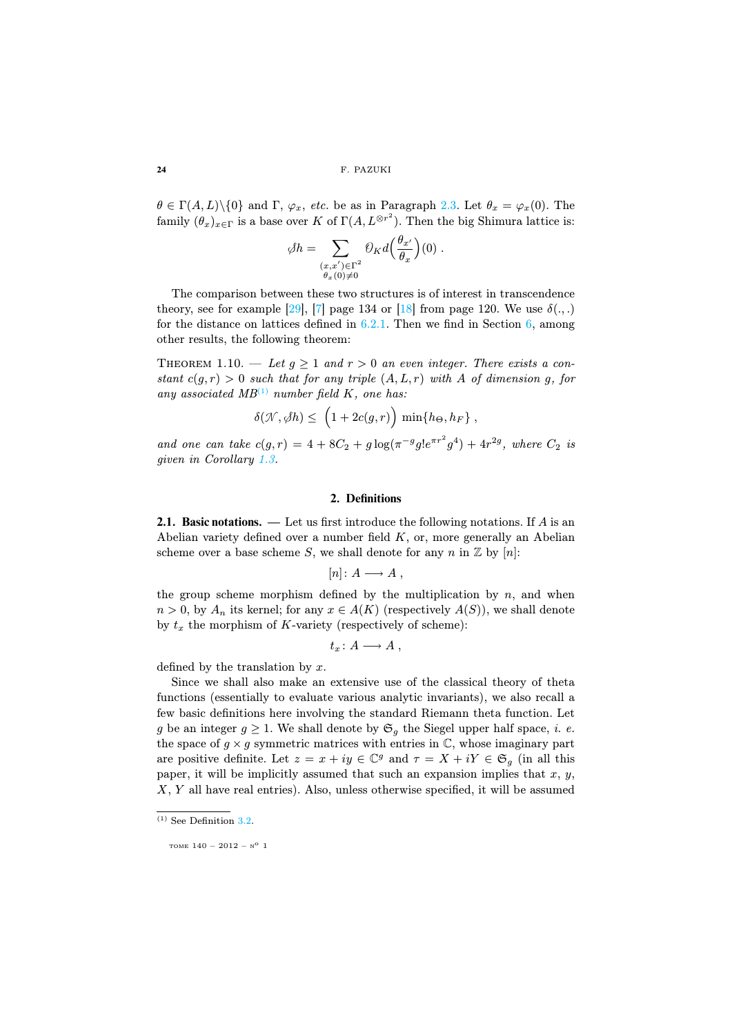$\theta \in \Gamma(A,L)\backslash\{0\}$ and $\Gamma$, $\varphi_x$, *etc.* be as in Paragraph 2.3. Let $\theta_x = \varphi_x(0)$. The family $(\theta_x)_{x\in\Gamma}$ is a base over $K$ of $\Gamma(A, L^{\otimes r^2})$. Then the big Shimura lattice is:

$$\mathcal{S}h = \sum_{\substack{(x,x')\in\Gamma^2\\ \theta_x(0)\neq 0}} \mathcal{O}_K d\Big(\frac{\theta_{x'}}{\theta_x}\Big)(0)\ .$$

The comparison between these two structures is of interest in transcendence theory, see for example [29], [7] page 134 or [18] from page 120. We use $\delta(.,.)$ for the distance on lattices defined in 6.2.1. Then we find in Section 6, among other results, the following theorem:

Theorem 1.10. — *Let $g\geq 1$ and $r>0$ an even integer. There exists a constant $c(g,r)>0$ such that for any triple $(A,L,r)$ with $A$ of dimension $g$, for any associated MB*[1] *number field $K$, one has:*

$$\delta(\mathcal{N},\mathcal{S}h) \leq \Big(1+2c(g,r)\Big)\ \min\{h_\Theta, h_F\}\ ,$$

*and one can take $c(g,r) = 4+8C_2+g\log(\pi^{-g}g!e^{\pi r^2}g^4)+4r^{2g}$, where $C_2$ is given in Corollary 1.3.*

## 2. Definitions

**2.1. Basic notations.** — Let us first introduce the following notations. If $A$ is an Abelian variety defined over a number field $K$, or, more generally an Abelian scheme over a base scheme $S$, we shall denote for any $n$ in $\mathbb{Z}$ by $[n]$:

$$[n]\colon A \longrightarrow A\ ,$$

the group scheme morphism defined by the multiplication by $n$, and when $n>0$, by $A_n$ its kernel; for any $x\in A(K)$ (respectively $A(S)$), we shall denote by $t_x$ the morphism of $K$-variety (respectively of scheme):

$$t_x\colon A \longrightarrow A\ ,$$

defined by the translation by $x$.

Since we shall also make an extensive use of the classical theory of theta functions (essentially to evaluate various analytic invariants), we also recall a few basic definitions here involving the standard Riemann theta function. Let $g$ be an integer $g\geq 1$. We shall denote by $\mathfrak{S}_g$ the Siegel upper half space, *i. e.* the space of $g\times g$ symmetric matrices with entries in $\mathbb{C}$, whose imaginary part are positive definite. Let $z=x+iy\in\mathbb{C}^g$ and $\tau = X+iY\in\mathfrak{S}_g$ (in all this paper, it will be implicitly assumed that such an expansion implies that $x$, $y$, $X$, $Y$ all have real entries). Also, unless otherwise specified, it will be assumed

[1] See Definition 3.2.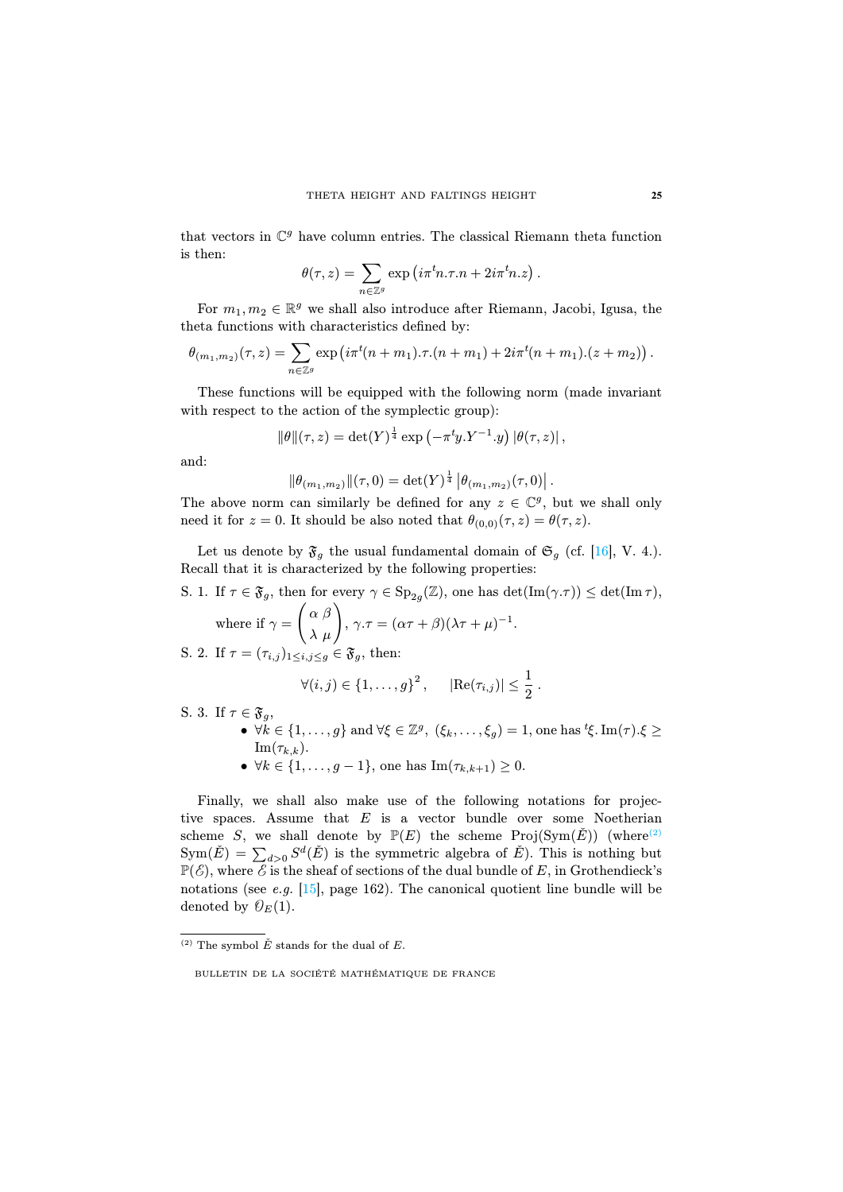that vectors in $\mathbb{C}^g$ have column entries. The classical Riemann theta function is then:

$$\theta(\tau, z) = \sum_{n\in\mathbb{Z}^g} \exp\left(i\pi {}^t n.\tau.n + 2i\pi {}^t n.z\right).$$

For $m_1, m_2 \in \mathbb{R}^g$ we shall also introduce after Riemann, Jacobi, Igusa, the theta functions with characteristics defined by:

$$\theta_{(m_1,m_2)}(\tau, z) = \sum_{n\in\mathbb{Z}^g} \exp\left(i\pi {}^t(n+m_1).\tau.(n+m_1) + 2i\pi {}^t(n+m_1).(z+m_2)\right).$$

These functions will be equipped with the following norm (made invariant with respect to the action of the symplectic group):

$$\|\theta\|(\tau, z) = \det(Y)^{\frac{1}{4}} \exp\left(-\pi {}^t y.Y^{-1}.y\right) |\theta(\tau, z)|,$$

and:

$$\|\theta_{(m_1,m_2)}\|(\tau, 0) = \det(Y)^{\frac{1}{4}} \left|\theta_{(m_1,m_2)}(\tau, 0)\right|.$$

The above norm can similarly be defined for any $z \in \mathbb{C}^g$, but we shall only need it for $z = 0$. It should be also noted that $\theta_{(0,0)}(\tau, z) = \theta(\tau, z)$.

Let us denote by $\mathfrak{F}_g$ the usual fundamental domain of $\mathfrak{S}_g$ (cf. [16], V. 4.). Recall that it is characterized by the following properties:

S. 1. If $\tau \in \mathfrak{F}_g$, then for every $\gamma \in \mathrm{Sp}_{2g}(\mathbb{Z})$, one has $\det(\mathrm{Im}(\gamma.\tau)) \leq \det(\mathrm{Im}\,\tau)$, where if $\gamma = \begin{pmatrix} \alpha & \beta \\ \lambda & \mu \end{pmatrix}$, $\gamma.\tau = (\alpha\tau + \beta)(\lambda\tau + \mu)^{-1}$.

S. 2. If $\tau = (\tau_{i,j})_{1\leq i,j\leq g} \in \mathfrak{F}_g$, then:

$$\forall (i,j) \in \{1, \ldots, g\}^2, \quad |\mathrm{Re}(\tau_{i,j})| \leq \frac{1}{2}.$$

S. 3. If $\tau \in \mathfrak{F}_g$,
- $\forall k \in \{1, \ldots, g\}$ and $\forall \xi \in \mathbb{Z}^g$, $(\xi_k, \ldots, \xi_g) = 1$, one has ${}^t\xi.\,\mathrm{Im}(\tau).\xi \geq \mathrm{Im}(\tau_{k,k})$.
- $\forall k \in \{1, \ldots, g-1\}$, one has $\mathrm{Im}(\tau_{k,k+1}) \geq 0$.

Finally, we shall also make use of the following notations for projective spaces. Assume that $E$ is a vector bundle over some Noetherian scheme $S$, we shall denote by $\mathbb{P}(E)$ the scheme $\mathrm{Proj}(\mathrm{Sym}(\check{E}))$ (where[2] $\mathrm{Sym}(\check{E}) = \sum_{d>0} S^d(\check{E})$ is the symmetric algebra of $\check{E}$). This is nothing but $\mathbb{P}(\mathscr{E})$, where $\mathscr{E}$ is the sheaf of sections of the dual bundle of $E$, in Grothendieck's notations (see *e.g.* [15], page 162). The canonical quotient line bundle will be denoted by $\mathscr{O}_E(1)$.

---

[2] The symbol $\check{E}$ stands for the dual of $E$.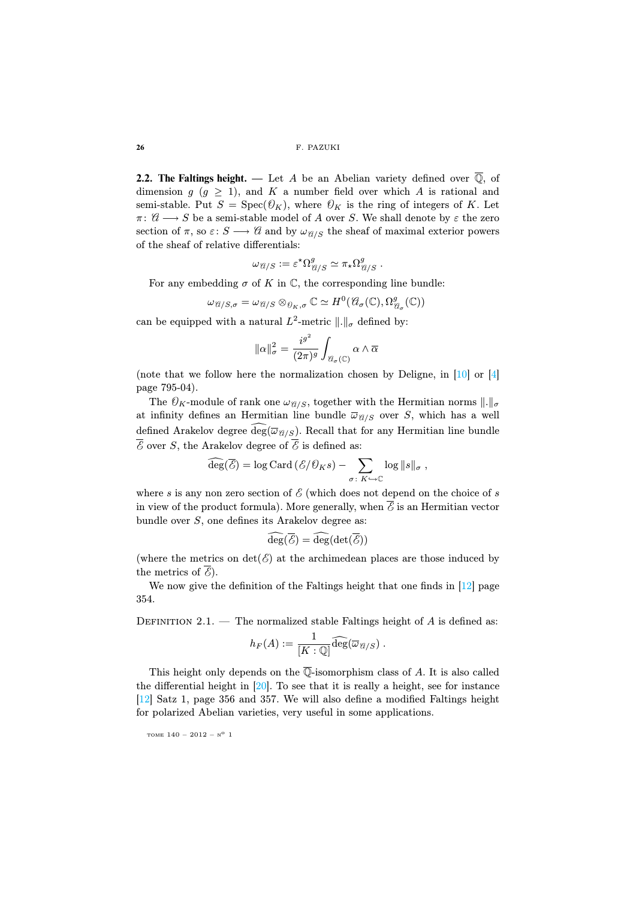**2.2. The Faltings height.** — Let $A$ be an Abelian variety defined over $\overline{\mathbb{Q}}$, of dimension $g$ ($g \geq 1$), and $K$ a number field over which $A$ is rational and semi-stable. Put $S = \mathrm{Spec}(\mathcal{O}_K)$, where $\mathcal{O}_K$ is the ring of integers of $K$. Let $\pi\colon \mathcal{A} \longrightarrow S$ be a semi-stable model of $A$ over $S$. We shall denote by $\varepsilon$ the zero section of $\pi$, so $\varepsilon\colon S \longrightarrow \mathcal{A}$ and by $\omega_{\mathcal{A}/S}$ the sheaf of maximal exterior powers of the sheaf of relative differentials:

$$\omega_{\mathcal{A}/S} := \varepsilon^{\star}\Omega^{g}_{\mathcal{A}/S} \simeq \pi_{\star}\Omega^{g}_{\mathcal{A}/S}\ .$$

For any embedding $\sigma$ of $K$ in $\mathbb{C}$, the corresponding line bundle:

$$\omega_{\mathcal{A}/S,\sigma} = \omega_{\mathcal{A}/S} \otimes_{\mathcal{O}_K,\sigma} \mathbb{C} \simeq H^0(\mathcal{A}_\sigma(\mathbb{C}), \Omega^{g}_{\mathcal{A}_\sigma}(\mathbb{C}))$$

can be equipped with a natural $L^2$-metric $\|.\|_\sigma$ defined by:

$$\|\alpha\|^2_\sigma = \frac{i^{g^2}}{(2\pi)^g}\int_{\mathcal{A}_\sigma(\mathbb{C})} \alpha \wedge \overline{\alpha}$$

(note that we follow here the normalization chosen by Deligne, in [10] or [4] page 795-04).

The $\mathcal{O}_K$-module of rank one $\omega_{\mathcal{A}/S}$, together with the Hermitian norms $\|.\|_\sigma$ at infinity defines an Hermitian line bundle $\overline{\omega}_{\mathcal{A}/S}$ over $S$, which has a well defined Arakelov degree $\widehat{\deg}(\overline{\omega}_{\mathcal{A}/S})$. Recall that for any Hermitian line bundle $\overline{\mathcal{E}}$ over $S$, the Arakelov degree of $\overline{\mathcal{E}}$ is defined as:

$$\widehat{\deg}(\overline{\mathcal{E}}) = \log \mathrm{Card}\,(\mathcal{E}/\mathcal{O}_K s) - \sum_{\sigma\colon K\hookrightarrow\mathbb{C}} \log\|s\|_\sigma\ ,$$

where $s$ is any non zero section of $\mathcal{E}$ (which does not depend on the choice of $s$ in view of the product formula). More generally, when $\overline{\mathcal{E}}$ is an Hermitian vector bundle over $S$, one defines its Arakelov degree as:

$$\widehat{\deg}(\overline{\mathcal{E}}) = \widehat{\deg}(\det(\overline{\mathcal{E}}))$$

(where the metrics on $\det(\mathcal{E})$ at the archimedean places are those induced by the metrics of $\overline{\mathcal{E}}$).

We now give the definition of the Faltings height that one finds in [12] page 354.

Definition 2.1. — The normalized stable Faltings height of $A$ is defined as:

$$h_F(A) := \frac{1}{[K:\mathbb{Q}]}\widehat{\deg}(\overline{\omega}_{\mathcal{A}/S})\ .$$

This height only depends on the $\overline{\mathbb{Q}}$-isomorphism class of $A$. It is also called the differential height in [20]. To see that it is really a height, see for instance [12] Satz 1, page 356 and 357. We will also define a modified Faltings height for polarized Abelian varieties, very useful in some applications.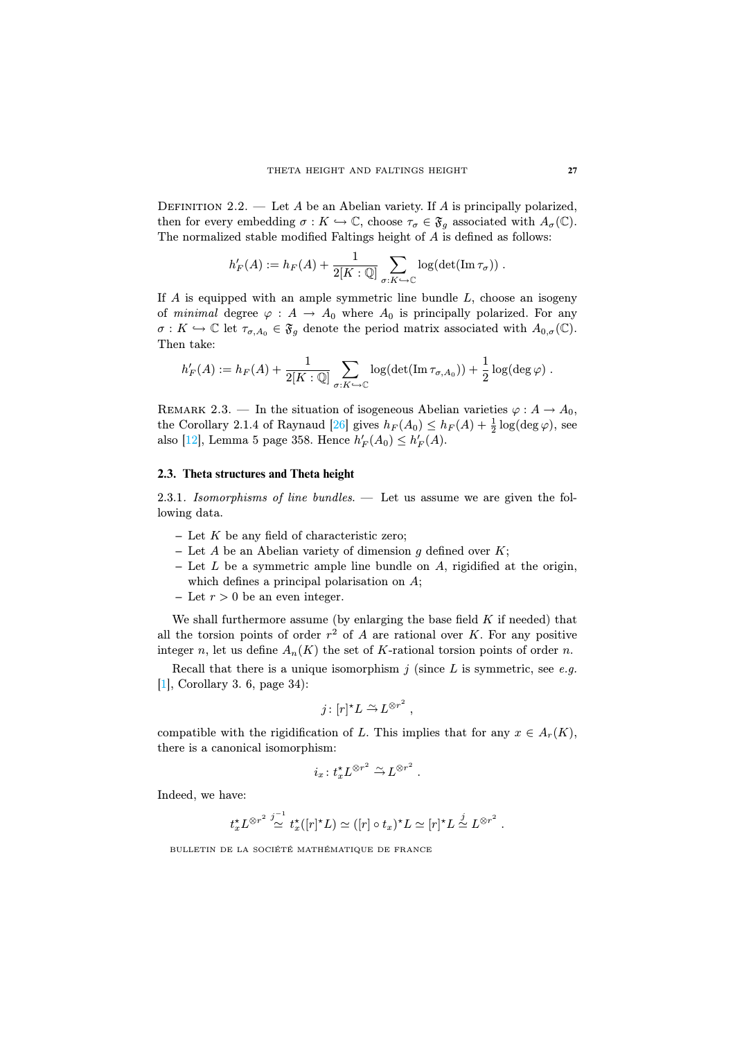Definition 2.2. — Let $A$ be an Abelian variety. If $A$ is principally polarized, then for every embedding $\sigma : K \hookrightarrow \mathbb{C}$, choose $\tau_\sigma \in \mathfrak{F}_g$ associated with $A_\sigma(\mathbb{C})$. The normalized stable modified Faltings height of $A$ is defined as follows:

$$h'_F(A) := h_F(A) + \frac{1}{2[K:\mathbb{Q}]} \sum_{\sigma : K \hookrightarrow \mathbb{C}} \log(\det(\operatorname{Im} \tau_\sigma)) \ .$$

If $A$ is equipped with an ample symmetric line bundle $L$, choose an isogeny of *minimal* degree $\varphi : A \to A_0$ where $A_0$ is principally polarized. For any $\sigma : K \hookrightarrow \mathbb{C}$ let $\tau_{\sigma, A_0} \in \mathfrak{F}_g$ denote the period matrix associated with $A_{0,\sigma}(\mathbb{C})$. Then take:

$$h'_F(A) := h_F(A) + \frac{1}{2[K:\mathbb{Q}]} \sum_{\sigma : K \hookrightarrow \mathbb{C}} \log(\det(\operatorname{Im} \tau_{\sigma, A_0})) + \frac{1}{2}\log(\deg \varphi) \ .$$

Remark 2.3. — In the situation of isogeneous Abelian varieties $\varphi : A \to A_0$, the Corollary 2.1.4 of Raynaud [26] gives $h_F(A_0) \leq h_F(A) + \frac{1}{2}\log(\deg \varphi)$, see also [12], Lemma 5 page 358. Hence $h'_F(A_0) \leq h'_F(A)$.

### 2.3. Theta structures and Theta height

2.3.1. *Isomorphisms of line bundles.* — Let us assume we are given the following data.

- Let $K$ be any field of characteristic zero;
- Let $A$ be an Abelian variety of dimension $g$ defined over $K$;
- Let $L$ be a symmetric ample line bundle on $A$, rigidified at the origin, which defines a principal polarisation on $A$;
- Let $r > 0$ be an even integer.

We shall furthermore assume (by enlarging the base field $K$ if needed) that all the torsion points of order $r^2$ of $A$ are rational over $K$. For any positive integer $n$, let us define $A_n(K)$ the set of $K$-rational torsion points of order $n$.

Recall that there is a unique isomorphism $j$ (since $L$ is symmetric, see *e.g.* [1], Corollary 3. 6, page 34):

$$j : [r]^\star L \xrightarrow{\sim} L^{\otimes r^2} \ ,$$

compatible with the rigidification of $L$. This implies that for any $x \in A_r(K)$, there is a canonical isomorphism:

$$i_x : t_x^\star L^{\otimes r^2} \xrightarrow{\sim} L^{\otimes r^2} \ .$$

Indeed, we have:

$$t_x^\star L^{\otimes r^2} \overset{j^{-1}}{\simeq} t_x^\star([r]^\star L) \simeq ([r] \circ t_x)^\star L \simeq [r]^\star L \overset{j}{\simeq} L^{\otimes r^2} \ .$$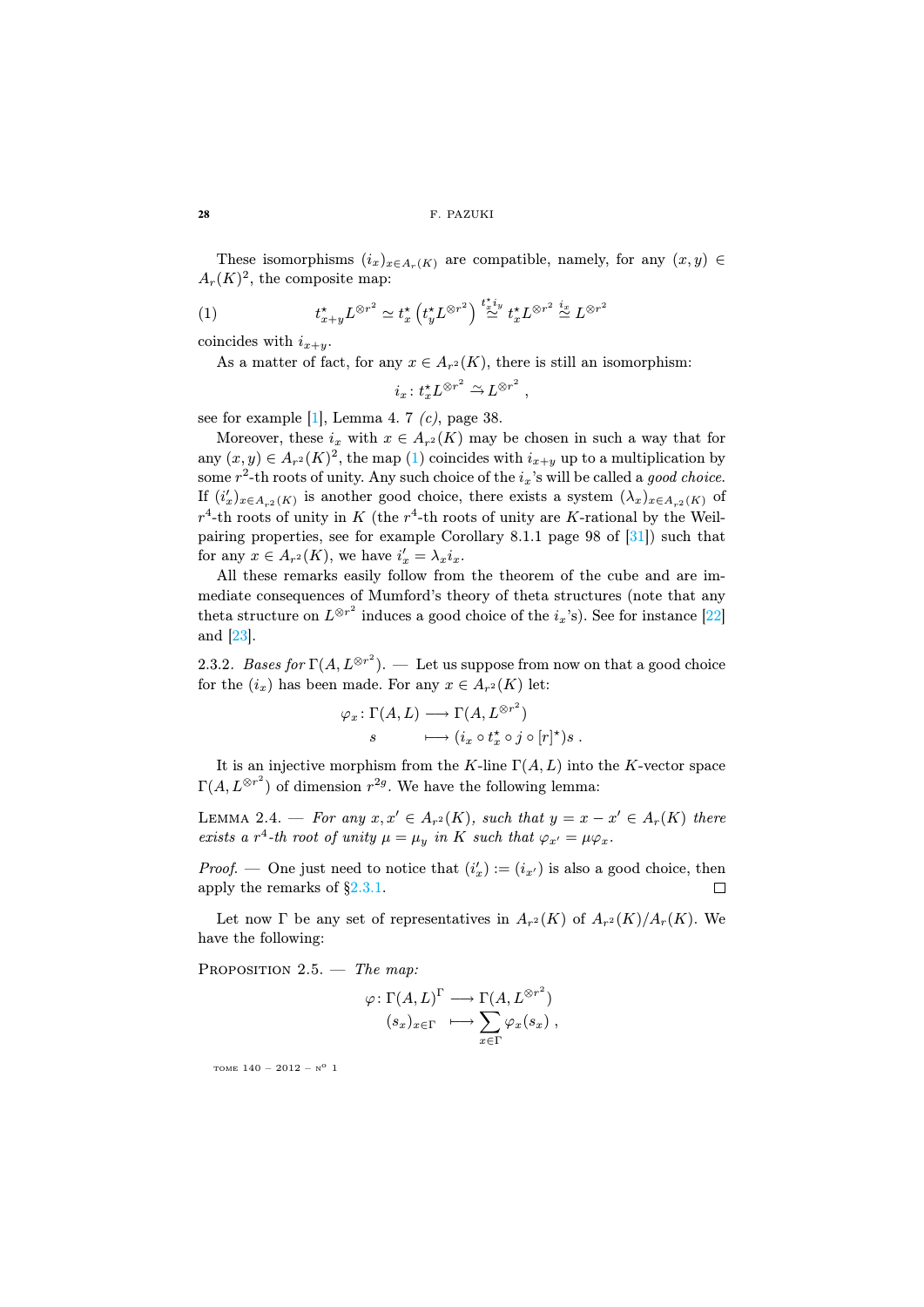These isomorphisms $(i_x)_{x\in A_r(K)}$ are compatible, namely, for any $(x,y)\in A_r(K)^2$, the composite map:

$$t^\star_{x+y}L^{\otimes r^2} \simeq t^\star_x\left(t^\star_y L^{\otimes r^2}\right) \overset{t^\star_x i_y}{\simeq} t^\star_x L^{\otimes r^2} \overset{i_x}{\simeq} L^{\otimes r^2} \tag{1}$$

coincides with $i_{x+y}$.

As a matter of fact, for any $x\in A_{r^2}(K)$, there is still an isomorphism:

$$i_x\colon t^\star_x L^{\otimes r^2} \xrightarrow{\sim} L^{\otimes r^2}\ ,$$

see for example [1], Lemma 4. 7 *(c)*, page 38.

Moreover, these $i_x$ with $x\in A_{r^2}(K)$ may be chosen in such a way that for any $(x,y)\in A_{r^2}(K)^2$, the map (1) coincides with $i_{x+y}$ up to a multiplication by some $r^2$-th roots of unity. Any such choice of the $i_x$'s will be called a *good choice*. If $(i'_x)_{x\in A_{r^2}(K)}$ is another good choice, there exists a system $(\lambda_x)_{x\in A_{r^2}(K)}$ of $r^4$-th roots of unity in $K$ (the $r^4$-th roots of unity are $K$-rational by the Weil-pairing properties, see for example Corollary 8.1.1 page 98 of [31]) such that for any $x\in A_{r^2}(K)$, we have $i'_x = \lambda_x i_x$.

All these remarks easily follow from the theorem of the cube and are immediate consequences of Mumford's theory of theta structures (note that any theta structure on $L^{\otimes r^2}$ induces a good choice of the $i_x$'s). See for instance [22] and [23].

2.3.2. *Bases for* $\Gamma(A, L^{\otimes r^2})$. — Let us suppose from now on that a good choice for the $(i_x)$ has been made. For any $x\in A_{r^2}(K)$ let:

$$\begin{aligned}\varphi_x\colon \Gamma(A,L) &\longrightarrow \Gamma(A, L^{\otimes r^2})\\ s &\longmapsto (i_x\circ t^\star_x\circ j\circ [r]^\star)s\ .\end{aligned}$$

It is an injective morphism from the $K$-line $\Gamma(A,L)$ into the $K$-vector space $\Gamma(A,L^{\otimes r^2})$ of dimension $r^{2g}$. We have the following lemma:

Lemma 2.4. — *For any $x,x'\in A_{r^2}(K)$, such that $y = x - x'\in A_r(K)$ there exists a $r^4$-th root of unity $\mu = \mu_y$ in $K$ such that $\varphi_{x'} = \mu\varphi_x$.*

*Proof.* — One just need to notice that $(i'_x) := (i_{x'})$ is also a good choice, then apply the remarks of §2.3.1. □

Let now $\Gamma$ be any set of representatives in $A_{r^2}(K)$ of $A_{r^2}(K)/A_r(K)$. We have the following:

Proposition 2.5. — *The map:*

$$\begin{aligned}\varphi\colon \Gamma(A,L)^\Gamma &\longrightarrow \Gamma(A, L^{\otimes r^2})\\ (s_x)_{x\in\Gamma} &\longmapsto \sum_{x\in\Gamma}\varphi_x(s_x)\ ,\end{aligned}$$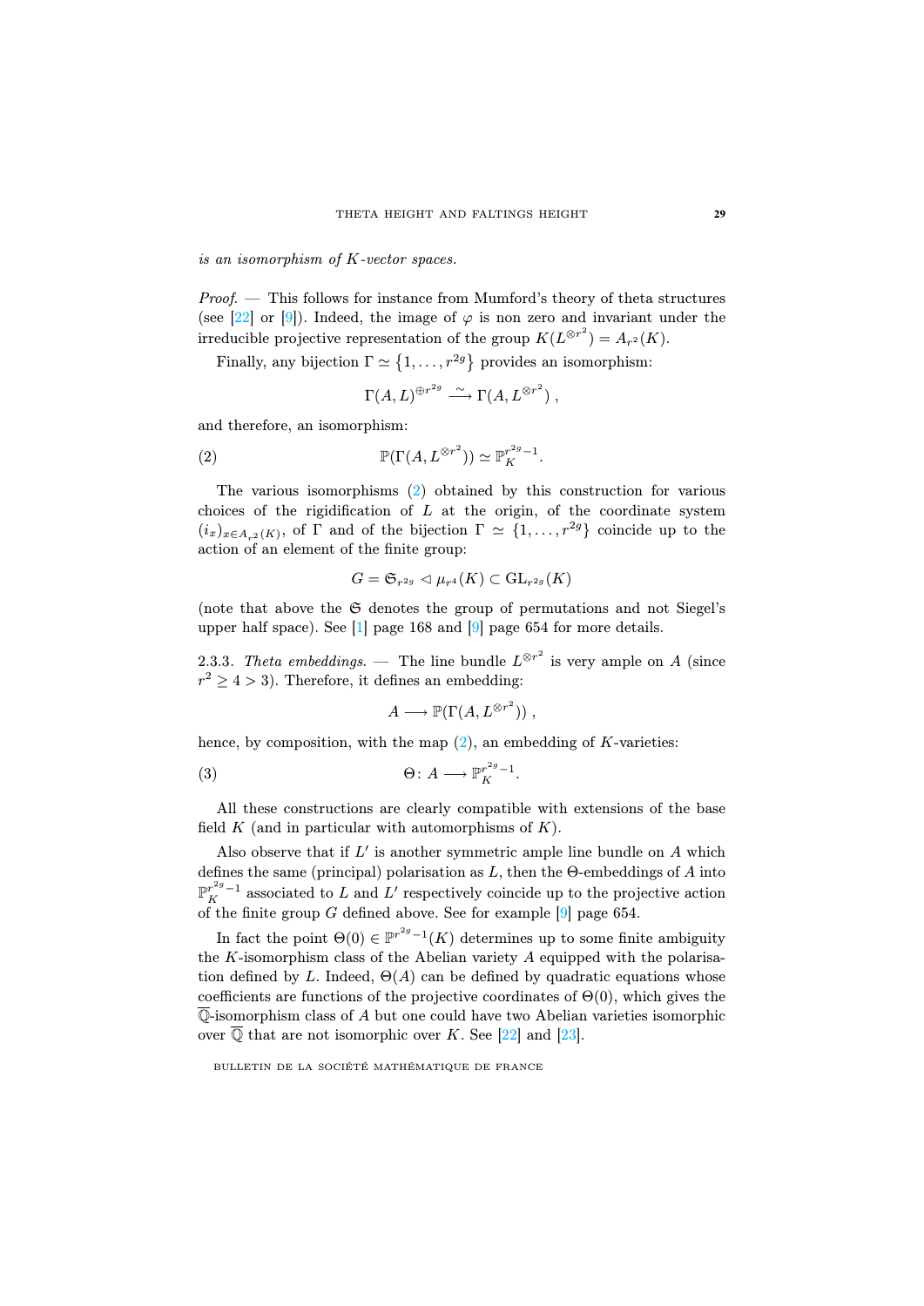*is an isomorphism of $K$-vector spaces.*

*Proof.* — This follows for instance from Mumford's theory of theta structures (see [22] or [9]). Indeed, the image of $\varphi$ is non zero and invariant under the irreducible projective representation of the group $K(L^{\otimes r^2}) = A_{r^2}(K)$.

Finally, any bijection $\Gamma \simeq \{1, \dots, r^{2g}\}$ provides an isomorphism:

$$\Gamma(A, L)^{\oplus r^{2g}} \xrightarrow{\sim} \Gamma(A, L^{\otimes r^2}) ,$$

and therefore, an isomorphism:

$$\mathbb{P}(\Gamma(A, L^{\otimes r^2})) \simeq \mathbb{P}_K^{r^{2g}-1}. \tag{2}$$

The various isomorphisms (2) obtained by this construction for various choices of the rigidification of $L$ at the origin, of the coordinate system $(i_x)_{x \in A_{r^2}(K)}$, of $\Gamma$ and of the bijection $\Gamma \simeq \{1, \dots, r^{2g}\}$ coincide up to the action of an element of the finite group:

$$G = \mathfrak{S}_{r^{2g}} \lhd \mu_{r^4}(K) \subset \mathrm{GL}_{r^{2g}}(K)$$

(note that above the $\mathfrak{S}$ denotes the group of permutations and not Siegel's upper half space). See [1] page 168 and [9] page 654 for more details.

2.3.3. *Theta embeddings.* — The line bundle $L^{\otimes r^2}$ is very ample on $A$ (since $r^2 \geq 4 > 3$). Therefore, it defines an embedding:

$$A \longrightarrow \mathbb{P}(\Gamma(A, L^{\otimes r^2})) ,$$

hence, by composition, with the map (2), an embedding of $K$-varieties:

$$\Theta \colon A \longrightarrow \mathbb{P}_K^{r^{2g}-1}. \tag{3}$$

All these constructions are clearly compatible with extensions of the base field $K$ (and in particular with automorphisms of $K$).

Also observe that if $L'$ is another symmetric ample line bundle on $A$ which defines the same (principal) polarisation as $L$, then the $\Theta$-embeddings of $A$ into $\mathbb{P}_K^{r^{2g}-1}$ associated to $L$ and $L'$ respectively coincide up to the projective action of the finite group $G$ defined above. See for example [9] page 654.

In fact the point $\Theta(0) \in \mathbb{P}^{r^{2g}-1}(K)$ determines up to some finite ambiguity the $K$-isomorphism class of the Abelian variety $A$ equipped with the polarisation defined by $L$. Indeed, $\Theta(A)$ can be defined by quadratic equations whose coefficients are functions of the projective coordinates of $\Theta(0)$, which gives the $\overline{\mathbb{Q}}$-isomorphism class of $A$ but one could have two Abelian varieties isomorphic over $\overline{\mathbb{Q}}$ that are not isomorphic over $K$. See [22] and [23].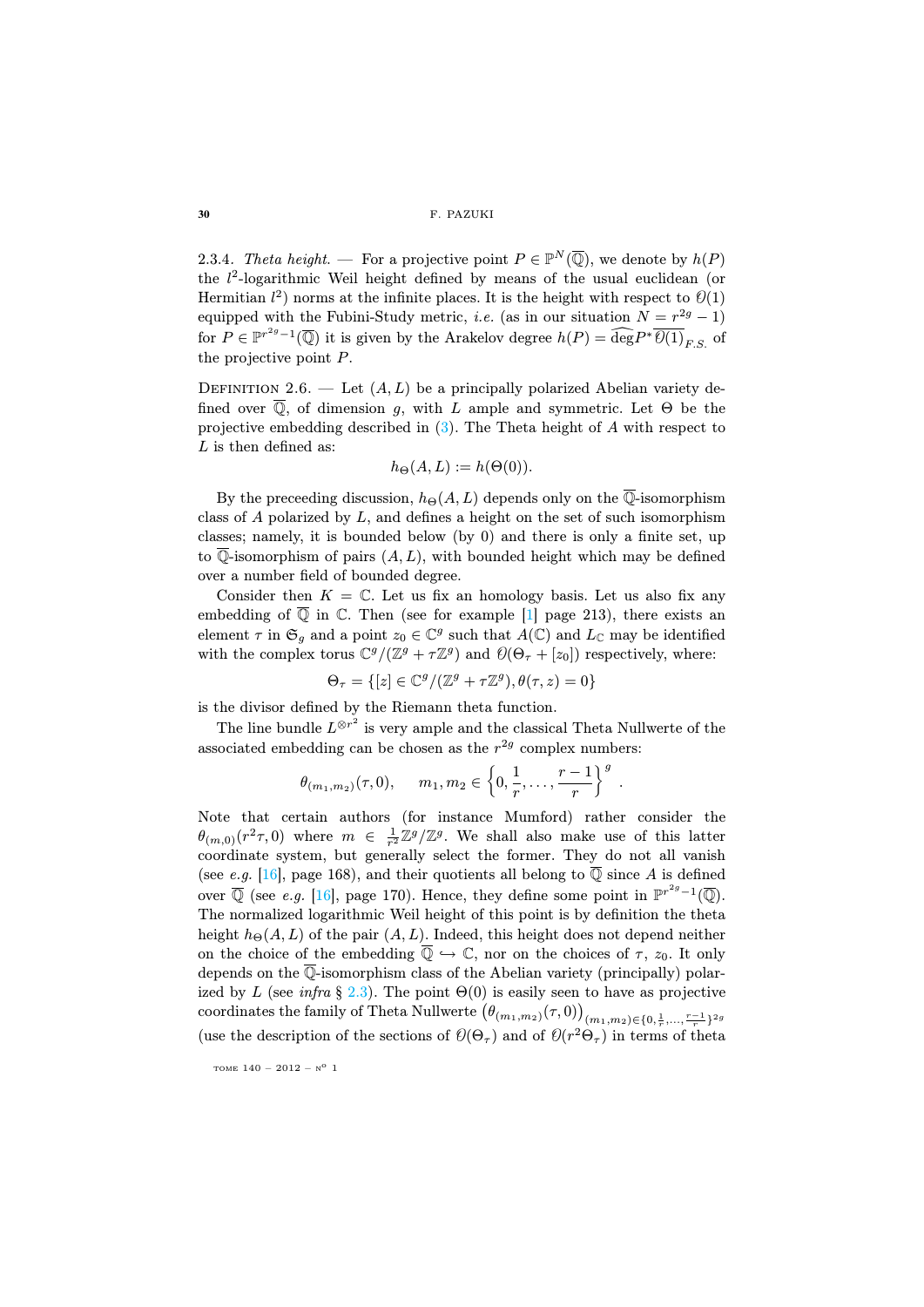2.3.4. *Theta height.* — For a projective point $P \in \mathbb{P}^N(\overline{\mathbb{Q}})$, we denote by $h(P)$ the $l^2$-logarithmic Weil height defined by means of the usual euclidean (or Hermitian $l^2$) norms at the infinite places. It is the height with respect to $\mathcal{O}(1)$ equipped with the Fubini-Study metric, *i.e.* (as in our situation $N = r^{2g} - 1$) for $P \in \mathbb{P}^{r^{2g}-1}(\overline{\mathbb{Q}})$ it is given by the Arakelov degree $h(P) = \widehat{\deg} P^* \overline{\mathcal{O}(1)}_{F.S.}$ of the projective point $P$.

Definition 2.6. — Let $(A, L)$ be a principally polarized Abelian variety defined over $\overline{\mathbb{Q}}$, of dimension $g$, with $L$ ample and symmetric. Let $\Theta$ be the projective embedding described in (3). The Theta height of $A$ with respect to $L$ is then defined as:

$$h_\Theta(A, L) := h(\Theta(0)).$$

By the preceeding discussion, $h_\Theta(A, L)$ depends only on the $\overline{\mathbb{Q}}$-isomorphism class of $A$ polarized by $L$, and defines a height on the set of such isomorphism classes; namely, it is bounded below (by 0) and there is only a finite set, up to $\overline{\mathbb{Q}}$-isomorphism of pairs $(A, L)$, with bounded height which may be defined over a number field of bounded degree.

Consider then $K = \mathbb{C}$. Let us fix an homology basis. Let us also fix any embedding of $\overline{\mathbb{Q}}$ in $\mathbb{C}$. Then (see for example [1] page 213), there exists an element $\tau$ in $\mathfrak{S}_g$ and a point $z_0 \in \mathbb{C}^g$ such that $A(\mathbb{C})$ and $L_\mathbb{C}$ may be identified with the complex torus $\mathbb{C}^g/(\mathbb{Z}^g + \tau\mathbb{Z}^g)$ and $\mathcal{O}(\Theta_\tau + [z_0])$ respectively, where:

$$\Theta_\tau = \{[z] \in \mathbb{C}^g/(\mathbb{Z}^g + \tau\mathbb{Z}^g), \theta(\tau, z) = 0\}$$

is the divisor defined by the Riemann theta function.

The line bundle $L^{\otimes r^2}$ is very ample and the classical Theta Nullwerte of the associated embedding can be chosen as the $r^{2g}$ complex numbers:

$$\theta_{(m_1,m_2)}(\tau, 0), \qquad m_1, m_2 \in \left\{0, \frac{1}{r}, \ldots, \frac{r-1}{r}\right\}^g.$$

Note that certain authors (for instance Mumford) rather consider the $\theta_{(m,0)}(r^2\tau, 0)$ where $m \in \frac{1}{r^2}\mathbb{Z}^g/\mathbb{Z}^g$. We shall also make use of this latter coordinate system, but generally select the former. They do not all vanish (see *e.g.* [16], page 168), and their quotients all belong to $\overline{\mathbb{Q}}$ since $A$ is defined over $\overline{\mathbb{Q}}$ (see *e.g.* [16], page 170). Hence, they define some point in $\mathbb{P}^{r^{2g}-1}(\overline{\mathbb{Q}})$. The normalized logarithmic Weil height of this point is by definition the theta height $h_\Theta(A, L)$ of the pair $(A, L)$. Indeed, this height does not depend neither on the choice of the embedding $\overline{\mathbb{Q}} \hookrightarrow \mathbb{C}$, nor on the choices of $\tau$, $z_0$. It only depends on the $\overline{\mathbb{Q}}$-isomorphism class of the Abelian variety (principally) polarized by $L$ (see *infra* § 2.3). The point $\Theta(0)$ is easily seen to have as projective coordinates the family of Theta Nullwerte $\left(\theta_{(m_1,m_2)}(\tau, 0)\right)_{(m_1,m_2)\in\{0,\frac{1}{r},\ldots,\frac{r-1}{r}\}^{2g}}$ (use the description of the sections of $\mathcal{O}(\Theta_\tau)$ and of $\mathcal{O}(r^2\Theta_\tau)$ in terms of theta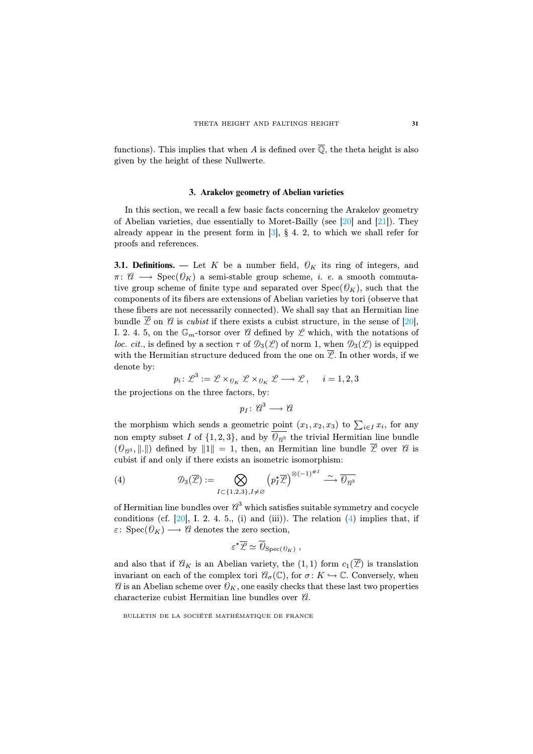functions). This implies that when $A$ is defined over $\overline{\mathbb{Q}}$, the theta height is also given by the height of these Nullwerte.

## 3. Arakelov geometry of Abelian varieties

In this section, we recall a few basic facts concerning the Arakelov geometry of Abelian varieties, due essentially to Moret-Bailly (see [20] and [21]). They already appear in the present form in [3], § 4. 2, to which we shall refer for proofs and references.

**3.1. Definitions.** — Let $K$ be a number field, $\mathcal{O}_K$ its ring of integers, and $\pi\colon \mathcal{A} \longrightarrow \operatorname{Spec}(\mathcal{O}_K)$ a semi-stable group scheme, *i. e.* a smooth commutative group scheme of finite type and separated over $\operatorname{Spec}(\mathcal{O}_K)$, such that the components of its fibers are extensions of Abelian varieties by tori (observe that these fibers are not necessarily connected). We shall say that an Hermitian line bundle $\overline{\mathcal{L}}$ on $\mathcal{A}$ is *cubist* if there exists a cubist structure, in the sense of [20], I. 2. 4. 5, on the $\mathbb{G}_m$-torsor over $\mathcal{A}$ defined by $\mathcal{L}$ which, with the notations of *loc. cit.*, is defined by a section $\tau$ of $\mathcal{D}_3(\mathcal{L})$ of norm 1, when $\mathcal{D}_3(\mathcal{L})$ is equipped with the Hermitian structure deduced from the one on $\overline{\mathcal{L}}$. In other words, if we denote by:

$$p_i\colon \mathcal{L}^3 := \mathcal{L} \times_{\mathcal{O}_K} \mathcal{L} \times_{\mathcal{O}_K} \mathcal{L} \longrightarrow \mathcal{L}\,, \quad i = 1,2,3$$

the projections on the three factors, by:

$$p_I\colon \mathcal{A}^3 \longrightarrow \mathcal{A}$$

the morphism which sends a geometric point $(x_1, x_2, x_3)$ to $\sum_{i\in I} x_i$, for any non empty subset $I$ of $\{1,2,3\}$, and by $\overline{\mathcal{O}_{\mathcal{A}^3}}$ the trivial Hermitian line bundle $(\mathcal{O}_{\mathcal{A}^3}, \|.\|)$ defined by $\|1\| = 1$, then, an Hermitian line bundle $\overline{\mathcal{L}}$ over $\mathcal{A}$ is cubist if and only if there exists an isometric isomorphism:

$$\mathcal{D}_3(\overline{\mathcal{L}}) := \bigotimes_{I\subset\{1,2,3\}, I\neq\varnothing} \left(p_I^\star \overline{\mathcal{L}}\right)^{\otimes(-1)^{\# I}} \xrightarrow{\ \sim\ } \overline{\mathcal{O}_{\mathcal{A}^3}} \tag{4}$$

of Hermitian line bundles over $\mathcal{A}^3$ which satisfies suitable symmetry and cocycle conditions (cf. [20], I. 2. 4. 5., (i) and (iii)). The relation (4) implies that, if $\varepsilon\colon \operatorname{Spec}(\mathcal{O}_K) \longrightarrow \mathcal{A}$ denotes the zero section,

$$\varepsilon^\star \overline{\mathcal{L}} \simeq \overline{\mathcal{O}}_{\operatorname{Spec}(\mathcal{O}_K)}\,,$$

and also that if $\mathcal{A}_K$ is an Abelian variety, the $(1,1)$ form $c_1(\overline{\mathcal{L}})$ is translation invariant on each of the complex tori $\mathcal{A}_\sigma(\mathbb{C})$, for $\sigma\colon K \hookrightarrow \mathbb{C}$. Conversely, when $\mathcal{A}$ is an Abelian scheme over $\mathcal{O}_K$, one easily checks that these last two properties characterize cubist Hermitian line bundles over $\mathcal{A}$.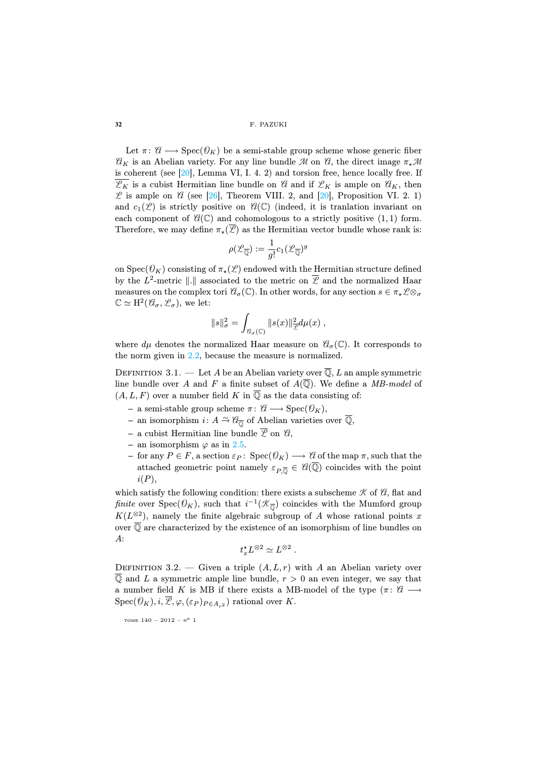Let $\pi\colon \mathcal{A} \longrightarrow \mathrm{Spec}(\mathcal{O}_K)$ be a semi-stable group scheme whose generic fiber $\mathcal{A}_K$ is an Abelian variety. For any line bundle $\mathcal{M}$ on $\mathcal{A}$, the direct image $\pi_\star\mathcal{M}$ is coherent (see [20], Lemma VI, I. 4. 2) and torsion free, hence locally free. If $\overline{\mathcal{L}_K}$ is a cubist Hermitian line bundle on $\mathcal{A}$ and if $\mathcal{L}_K$ is ample on $\mathcal{A}_K$, then $\mathcal{L}$ is ample on $\mathcal{A}$ (see [26], Theorem VIII. 2, and [20], Proposition VI. 2. 1) and $c_1(\mathcal{L})$ is strictly positive on $\mathcal{A}(\mathbb{C})$ (indeed, it is tranlation invariant on each component of $\mathcal{A}(\mathbb{C})$ and cohomologous to a strictly positive $(1,1)$ form. Therefore, we may define $\pi_\star(\overline{\mathcal{L}})$ as the Hermitian vector bundle whose rank is:

$$\rho(\mathcal{L}_{\overline{\mathbb{Q}}}) := \frac{1}{g!}c_1(\mathcal{L}_{\overline{\mathbb{Q}}})^g$$

on $\mathrm{Spec}(\mathcal{O}_K)$ consisting of $\pi_\star(\mathcal{L})$ endowed with the Hermitian structure defined by the $L^2$-metric $\|.\|$ associated to the metric on $\overline{\mathcal{L}}$ and the normalized Haar measures on the complex tori $\mathcal{A}_\sigma(\mathbb{C})$. In other words, for any section $s \in \pi_\star\mathcal{L}\otimes_\sigma \mathbb{C} \simeq \mathrm{H}^2(\mathcal{A}_\sigma, \mathcal{L}_\sigma)$, we let:

$$\|s\|_\sigma^2 = \int_{\mathcal{A}_\sigma(\mathbb{C})} \|s(x)\|^2_{\overline{\mathcal{L}}} d\mu(x) ,$$

where $d\mu$ denotes the normalized Haar measure on $\mathcal{A}_\sigma(\mathbb{C})$. It corresponds to the norm given in 2.2, because the measure is normalized.

Definition 3.1. — Let $A$ be an Abelian variety over $\overline{\mathbb{Q}}$, $L$ an ample symmetric line bundle over $A$ and $F$ a finite subset of $A(\overline{\mathbb{Q}})$. We define a *MB-model* of $(A, L, F)$ over a number field $K$ in $\overline{\mathbb{Q}}$ as the data consisting of:

- a semi-stable group scheme $\pi\colon \mathcal{A} \longrightarrow \mathrm{Spec}(\mathcal{O}_K)$,
- an isomorphism $i\colon A \xrightarrow{\sim} \mathcal{A}_{\overline{\mathbb{Q}}}$ of Abelian varieties over $\overline{\mathbb{Q}}$,
- a cubist Hermitian line bundle $\overline{\mathcal{L}}$ on $\mathcal{A}$,
- an isomorphism $\varphi$ as in 2.5.
- for any $P \in F$, a section $\varepsilon_P\colon \mathrm{Spec}(\mathcal{O}_K) \longrightarrow \mathcal{A}$ of the map $\pi$, such that the attached geometric point namely $\varepsilon_{P,\overline{\mathbb{Q}}} \in \mathcal{A}(\overline{\mathbb{Q}})$ coincides with the point $i(P)$,

which satisfy the following condition: there exists a subscheme $\mathcal{K}$ of $\mathcal{A}$, flat and *finite* over $\mathrm{Spec}(\mathcal{O}_K)$, such that $i^{-1}(\mathcal{K}_{\overline{\mathbb{Q}}})$ coincides with the Mumford group $K(L^{\otimes 2})$, namely the finite algebraic subgroup of $A$ whose rational points $x$ over $\overline{\mathbb{Q}}$ are characterized by the existence of an isomorphism of line bundles on $A$:

$$t_x^\star L^{\otimes 2} \simeq L^{\otimes 2} .$$

Definition 3.2. — Given a triple $(A, L, r)$ with $A$ an Abelian variety over $\overline{\mathbb{Q}}$ and $L$ a symmetric ample line bundle, $r > 0$ an even integer, we say that a number field $K$ is MB if there exists a MB-model of the type $(\pi\colon \mathcal{A} \longrightarrow \mathrm{Spec}(\mathcal{O}_K), i, \overline{\mathcal{L}}, \varphi, (\varepsilon_P)_{P\in A_{r^2}})$ rational over $K$.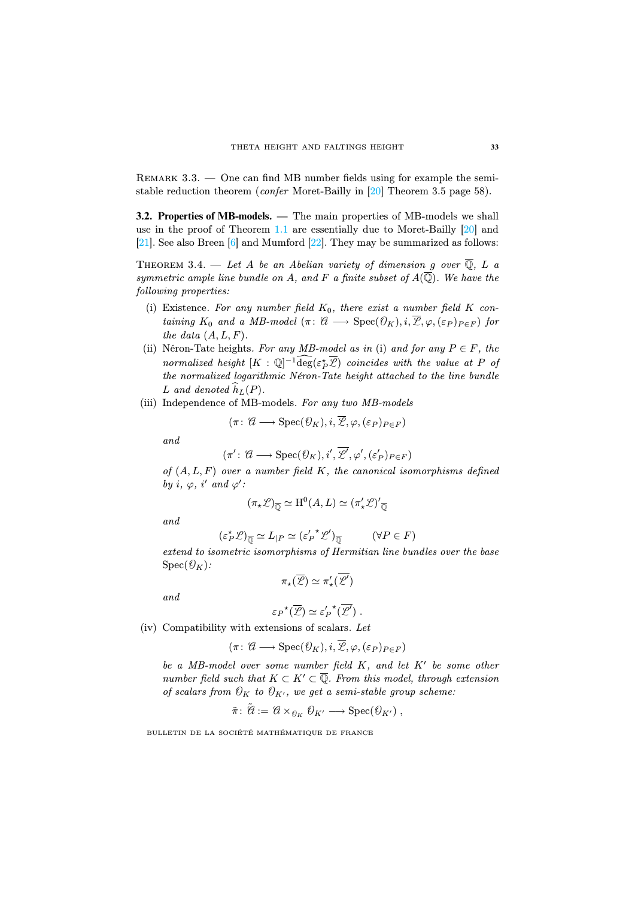REMARK 3.3. — One can find MB number fields using for example the semi-stable reduction theorem (*confer* Moret-Bailly in [20] Theorem 3.5 page 58).

**3.2. Properties of MB-models.** — The main properties of MB-models we shall use in the proof of Theorem 1.1 are essentially due to Moret-Bailly [20] and [21]. See also Breen [6] and Mumford [22]. They may be summarized as follows:

THEOREM 3.4. — *Let $A$ be an Abelian variety of dimension $g$ over $\overline{\mathbb{Q}}$, $L$ a symmetric ample line bundle on $A$, and $F$ a finite subset of $A(\overline{\mathbb{Q}})$. We have the following properties:*

(i) Existence. *For any number field $K_0$, there exist a number field $K$ containing $K_0$ and a MB-model $(\pi\colon \mathcal{A} \longrightarrow \operatorname{Spec}(\mathcal{O}_K), i, \overline{\mathcal{L}}, \varphi, (\varepsilon_P)_{P\in F})$ for the data $(A, L, F)$.*

(ii) Néron-Tate heights. *For any MB-model as in* (i) *and for any $P \in F$, the normalized height $[K:\mathbb{Q}]^{-1}\widehat{\deg}(\varepsilon_P^{\star}\overline{\mathcal{L}})$ coincides with the value at $P$ of the normalized logarithmic Néron-Tate height attached to the line bundle $L$ and denoted $\widehat{h}_L(P)$.*

(iii) Independence of MB-models. *For any two MB-models*

$$(\pi\colon \mathcal{A} \longrightarrow \operatorname{Spec}(\mathcal{O}_K), i, \overline{\mathcal{L}}, \varphi, (\varepsilon_P)_{P\in F})$$

*and*

$$(\pi'\colon \mathcal{A} \longrightarrow \operatorname{Spec}(\mathcal{O}_K), i', \overline{\mathcal{L}'}, \varphi', (\varepsilon'_P)_{P\in F})$$

*of $(A, L, F)$ over a number field $K$, the canonical isomorphisms defined by $i$, $\varphi$, $i'$ and $\varphi'$:*

$$(\pi_\star\mathcal{L})_{\overline{\mathbb{Q}}} \simeq \mathrm{H}^0(A, L) \simeq (\pi'_\star\mathcal{L})'_{\overline{\mathbb{Q}}}$$

*and*

$$(\varepsilon_P^{\star}\mathcal{L})_{\overline{\mathbb{Q}}} \simeq L_{|P} \simeq ({\varepsilon'_P}^{\star}\mathcal{L}')_{\overline{\mathbb{Q}}} \qquad (\forall P \in F)$$

*extend to isometric isomorphisms of Hermitian line bundles over the base* $\operatorname{Spec}(\mathcal{O}_K)$*:*

$$\pi_\star(\overline{\mathcal{L}}) \simeq \pi'_\star(\overline{\mathcal{L}'})$$

*and*

$$\varepsilon_P{}^{\star}(\overline{\mathcal{L}}) \simeq {\varepsilon'_P}^{\star}(\overline{\mathcal{L}'})\ .$$

(iv) Compatibility with extensions of scalars. *Let*

$$(\pi\colon \mathcal{A} \longrightarrow \operatorname{Spec}(\mathcal{O}_K), i, \overline{\mathcal{L}}, \varphi, (\varepsilon_P)_{P\in F})$$

*be a MB-model over some number field $K$, and let $K'$ be some other number field such that $K \subset K' \subset \overline{\mathbb{Q}}$. From this model, through extension of scalars from $\mathcal{O}_K$ to $\mathcal{O}_{K'}$, we get a semi-stable group scheme:*

$$\tilde{\pi}\colon \tilde{\mathcal{A}} := \mathcal{A} \times_{\mathcal{O}_K} \mathcal{O}_{K'} \longrightarrow \operatorname{Spec}(\mathcal{O}_{K'})\ ,$$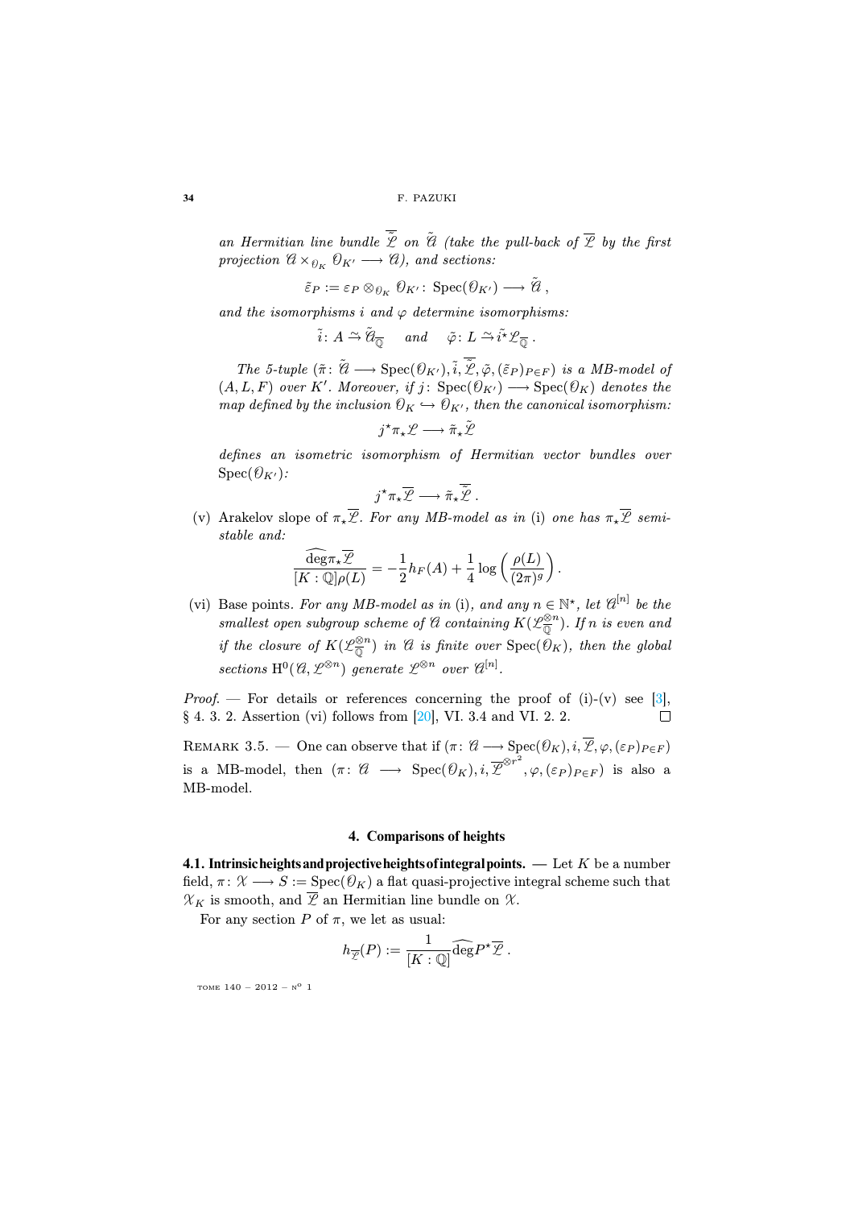*an Hermitian line bundle $\overline{\tilde{\mathcal{L}}}$ on $\tilde{\mathcal{A}}$ (take the pull-back of $\overline{\mathcal{L}}$ by the first projection $\mathcal{A} \times_{\mathcal{O}_K} \mathcal{O}_{K'} \longrightarrow \mathcal{A}$), and sections:*

$$\tilde{\varepsilon}_P := \varepsilon_P \otimes_{\mathcal{O}_K} \mathcal{O}_{K'} \colon \operatorname{Spec}(\mathcal{O}_{K'}) \longrightarrow \tilde{\mathcal{A}}\,,$$

*and the isomorphisms $i$ and $\varphi$ determine isomorphisms:*

$$\tilde{i} \colon A \xrightarrow{\sim} \tilde{\mathcal{A}}_{\overline{\mathbb{Q}}} \quad \text{ and } \quad \tilde{\varphi} \colon L \xrightarrow{\sim} \tilde{i}^{\star}\mathcal{L}_{\overline{\mathbb{Q}}}\,.$$

*The 5-tuple $(\tilde{\pi} \colon \tilde{\mathcal{A}} \longrightarrow \operatorname{Spec}(\mathcal{O}_{K'}), \tilde{i}, \overline{\tilde{\mathcal{L}}}, \tilde{\varphi}, (\tilde{\varepsilon}_P)_{P\in F})$ is a MB-model of $(A, L, F)$ over $K'$. Moreover, if $j \colon \operatorname{Spec}(\mathcal{O}_{K'}) \longrightarrow \operatorname{Spec}(\mathcal{O}_K)$ denotes the map defined by the inclusion $\mathcal{O}_K \hookrightarrow \mathcal{O}_{K'}$, then the canonical isomorphism:*

$$j^{\star}\pi_{\star}\mathcal{L} \longrightarrow \tilde{\pi}_{\star}\tilde{\mathcal{L}}$$

*defines an isometric isomorphism of Hermitian vector bundles over $\operatorname{Spec}(\mathcal{O}_{K'})$:*

$$j^{\star}\pi_{\star}\overline{\mathcal{L}} \longrightarrow \tilde{\pi}_{\star}\overline{\tilde{\mathcal{L}}}\,.$$

(v) Arakelov slope of $\pi_{\star}\overline{\mathcal{L}}$. *For any MB-model as in* (i) *one has $\pi_{\star}\overline{\mathcal{L}}$ semi-stable and:*

$$\frac{\widehat{\deg}\pi_{\star}\overline{\mathcal{L}}}{[K:\mathbb{Q}]\rho(L)} = -\frac{1}{2}h_F(A) + \frac{1}{4}\log\left(\frac{\rho(L)}{(2\pi)^g}\right).$$

(vi) Base points. *For any MB-model as in* (i)*, and any $n \in \mathbb{N}^{\star}$, let $\mathcal{A}^{[n]}$ be the smallest open subgroup scheme of $\mathcal{A}$ containing $K(\mathcal{L}_{\overline{\mathbb{Q}}}^{\otimes n})$. If $n$ is even and if the closure of $K(\mathcal{L}_{\overline{\mathbb{Q}}}^{\otimes n})$ in $\mathcal{A}$ is finite over $\operatorname{Spec}(\mathcal{O}_K)$, then the global sections $\mathrm{H}^0(\mathcal{A}, \mathcal{L}^{\otimes n})$ generate $\mathcal{L}^{\otimes n}$ over $\mathcal{A}^{[n]}$.*

*Proof.* — For details or references concerning the proof of (i)-(v) see [3], § 4. 3. 2. Assertion (vi) follows from [20], VI. 3.4 and VI. 2. 2. □

Remark 3.5. — One can observe that if $(\pi \colon \mathcal{A} \longrightarrow \operatorname{Spec}(\mathcal{O}_K), i, \overline{\mathcal{L}}, \varphi, (\varepsilon_P)_{P\in F})$ is a MB-model, then $(\pi \colon \mathcal{A} \longrightarrow \operatorname{Spec}(\mathcal{O}_K), i, \overline{\mathcal{L}}^{\otimes r^2}, \varphi, (\varepsilon_P)_{P\in F})$ is also a MB-model.

## 4. Comparisons of heights

**4.1. Intrinsic heights and projective heights of integral points.** — Let $K$ be a number field, $\pi \colon \mathcal{X} \longrightarrow S := \operatorname{Spec}(\mathcal{O}_K)$ a flat quasi-projective integral scheme such that $\mathcal{X}_K$ is smooth, and $\overline{\mathcal{L}}$ an Hermitian line bundle on $\mathcal{X}$.

For any section $P$ of $\pi$, we let as usual:

$$h_{\overline{\mathcal{L}}}(P) := \frac{1}{[K:\mathbb{Q}]}\widehat{\deg}P^{\star}\overline{\mathcal{L}}\,.$$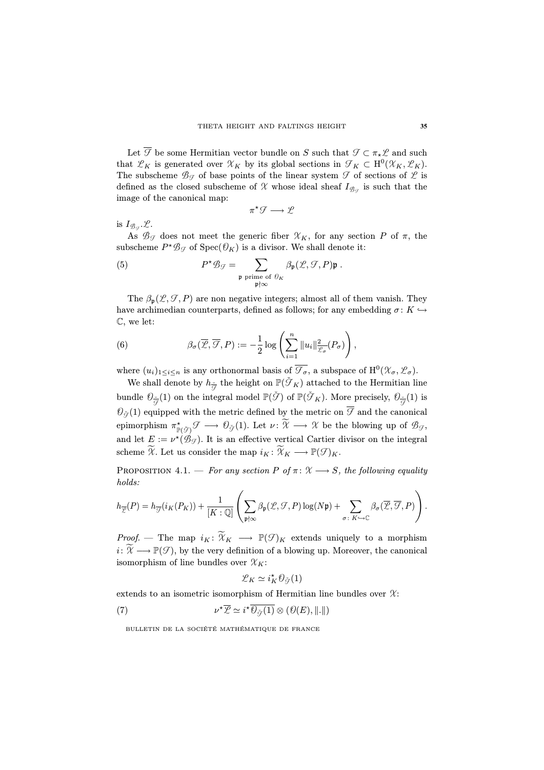Let $\overline{\mathcal{F}}$ be some Hermitian vector bundle on $S$ such that $\mathcal{F} \subset \pi_\star \mathcal{L}$ and such that $\mathcal{L}_K$ is generated over $\mathcal{X}_K$ by its global sections in $\mathcal{F}_K \subset \mathrm{H}^0(\mathcal{X}_K, \mathcal{L}_K)$. The subscheme $\mathcal{B}_{\mathcal{F}}$ of base points of the linear system $\mathcal{F}$ of sections of $\mathcal{L}$ is defined as the closed subscheme of $\mathcal{X}$ whose ideal sheaf $I_{\mathcal{B}_{\mathcal{F}}}$ is such that the image of the canonical map:

$$\pi^\star \mathcal{F} \longrightarrow \mathcal{L}$$

is $I_{\mathcal{B}_{\mathcal{F}}}.\mathcal{L}$.

As $\mathcal{B}_{\mathcal{F}}$ does not meet the generic fiber $\mathcal{X}_K$, for any section $P$ of $\pi$, the subscheme $P^\star \mathcal{B}_{\mathcal{F}}$ of $\mathrm{Spec}(\mathcal{O}_K)$ is a divisor. We shall denote it:

$$P^\star \mathcal{B}_{\mathcal{F}} = \sum_{\substack{\mathfrak{p} \text{ prime of } \mathcal{O}_K \\ \mathfrak{p} \nmid \infty}} \beta_{\mathfrak{p}}(\mathcal{L}, \mathcal{F}, P)\mathfrak{p} \ . \tag{5}$$

The $\beta_{\mathfrak{p}}(\mathcal{L}, \mathcal{F}, P)$ are non negative integers; almost all of them vanish. They have archimedean counterparts, defined as follows; for any embedding $\sigma\colon K \hookrightarrow \mathbb{C}$, we let:

$$\beta_\sigma(\overline{\mathcal{L}}, \overline{\mathcal{F}}, P) := -\frac{1}{2} \log \left( \sum_{i=1}^{n} \|u_i\|^2_{\mathcal{L}_\sigma}(P_\sigma) \right), \tag{6}$$

where $(u_i)_{1 \leq i \leq n}$ is any orthonormal basis of $\overline{\mathcal{F}_\sigma}$, a subspace of $\mathrm{H}^0(\mathcal{X}_\sigma, \mathcal{L}_\sigma)$.

We shall denote by $h_{\overline{\check{\mathcal{F}}}}$ the height on $\mathbb{P}(\check{\mathcal{F}}_K)$ attached to the Hermitian line bundle $\mathcal{O}_{\overline{\check{\mathcal{F}}}}(1)$ on the integral model $\mathbb{P}(\check{\mathcal{F}})$ of $\mathbb{P}(\check{\mathcal{F}}_K)$. More precisely, $\mathcal{O}_{\overline{\check{\mathcal{F}}}}(1)$ is $\mathcal{O}_{\check{\mathcal{F}}}(1)$ equipped with the metric defined by the metric on $\overline{\mathcal{F}}$ and the canonical epimorphism $\pi^\star_{\mathbb{P}(\check{\mathcal{F}})}\mathcal{F} \longrightarrow \mathcal{O}_{\check{\mathcal{F}}}(1)$. Let $\nu\colon \widetilde{\mathcal{X}} \longrightarrow \mathcal{X}$ be the blowing up of $\mathcal{B}_{\mathcal{F}}$, and let $E := \nu^\star(\mathcal{B}_{\mathcal{F}})$. It is an effective vertical Cartier divisor on the integral scheme $\widetilde{\mathcal{X}}$. Let us consider the map $i_K\colon \widetilde{\mathcal{X}}_K \longrightarrow \mathbb{P}(\mathcal{F})_K$.

**Proposition 4.1.** — *For any section $P$ of $\pi\colon \mathcal{X} \longrightarrow S$, the following equality holds:*

$$h_{\overline{\mathcal{L}}}(P) = h_{\overline{\mathcal{F}}}(i_K(P_K)) + \frac{1}{[K:\mathbb{Q}]}\left( \sum_{\mathfrak{p} \nmid \infty} \beta_{\mathfrak{p}}(\mathcal{L}, \mathcal{F}, P)\log(N\mathfrak{p}) + \sum_{\sigma\colon K \hookrightarrow \mathbb{C}} \beta_\sigma(\overline{\mathcal{L}}, \overline{\mathcal{F}}, P) \right).$$

*Proof.* — The map $i_K\colon \widetilde{\mathcal{X}}_K \longrightarrow \mathbb{P}(\mathcal{F})_K$ extends uniquely to a morphism $i\colon \widetilde{\mathcal{X}} \longrightarrow \mathbb{P}(\mathcal{F})$, by the very definition of a blowing up. Moreover, the canonical isomorphism of line bundles over $\mathcal{X}_K$:

$$\mathcal{L}_K \simeq i_K^\star \mathcal{O}_{\check{\mathcal{F}}}(1)$$

extends to an isometric isomorphism of Hermitian line bundles over $\mathcal{X}$:

$$\nu^\star \overline{\mathcal{L}} \simeq i^\star \overline{\mathcal{O}_{\check{\mathcal{F}}}(1)} \otimes (\mathcal{O}(E), \|.\|) \tag{7}$$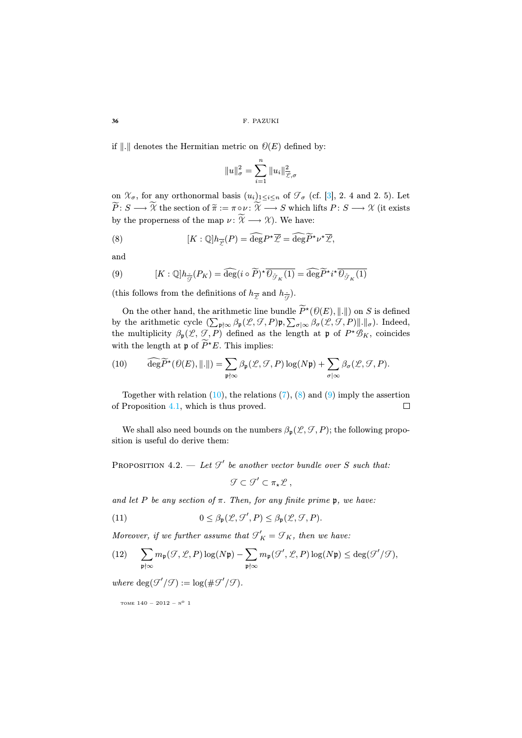if $\|.\|$ denotes the Hermitian metric on $\mathcal{O}(E)$ defined by:

$$\|u\|_\sigma^2 = \sum_{i=1}^n \|u_i\|_{\mathcal{L},\sigma}^2$$

on $\mathcal{X}_\sigma$, for any orthonormal basis $(u_i)_{1\le i\le n}$ of $\mathcal{F}_\sigma$ (cf. [3], 2. 4 and 2. 5). Let $\widetilde{P}\colon S \longrightarrow \widetilde{\mathcal{X}}$ the section of $\widetilde{\pi} := \pi\circ\nu\colon \widetilde{\mathcal{X}} \longrightarrow S$ which lifts $P\colon S \longrightarrow \mathcal{X}$ (it exists by the properness of the map $\nu\colon \widetilde{\mathcal{X}} \longrightarrow \mathcal{X}$). We have:

$$[K:\mathbb{Q}]h_{\overline{\mathcal{L}}}(P) = \widehat{\deg} P^\star\overline{\mathcal{L}} = \widehat{\deg}\widetilde{P}^\star\nu^\star\overline{\mathcal{L}}, \tag{8}$$

and

$$[K:\mathbb{Q}]h_{\overline{\check{\mathcal{F}}}}(P_K) = \widehat{\deg}(i\circ\widetilde{P})^\star\overline{\mathcal{O}_{\check{\mathcal{F}}_K}(1)} = \widehat{\deg}\widetilde{P}^\star i^\star\overline{\mathcal{O}_{\check{\mathcal{F}}_K}(1)} \tag{9}$$

(this follows from the definitions of $h_{\overline{\mathcal{L}}}$ and $h_{\overline{\check{\mathcal{F}}}}$).

On the other hand, the arithmetic line bundle $\widetilde{P}^\star(\mathcal{O}(E),\|.\|)$ on $S$ is defined by the arithmetic cycle $(\sum_{\mathfrak{p}\nmid\infty}\beta_\mathfrak{p}(\mathcal{L},\mathcal{F},P)\mathfrak{p}, \sum_{\sigma|\infty}\beta_\sigma(\mathcal{L},\mathcal{F},P)\|.\|_\sigma)$. Indeed, the multiplicity $\beta_\mathfrak{p}(\mathcal{L},\mathcal{F},P)$ defined as the length at $\mathfrak{p}$ of $P^\star\mathcal{B}_K$, coincides with the length at $\mathfrak{p}$ of $\widetilde{P}^\star E$. This implies:

$$\widehat{\deg}\widetilde{P}^\star(\mathcal{O}(E),\|.\|) = \sum_{\mathfrak{p}\nmid\infty}\beta_\mathfrak{p}(\mathcal{L},\mathcal{F},P)\log(N\mathfrak{p}) + \sum_{\sigma|\infty}\beta_\sigma(\mathcal{L},\mathcal{F},P). \tag{10}$$

Together with relation (10), the relations (7), (8) and (9) imply the assertion of Proposition 4.1, which is thus proved. □

We shall also need bounds on the numbers $\beta_\mathfrak{p}(\mathcal{L},\mathcal{F},P)$; the following proposition is useful do derive them:

**Proposition 4.2.** — *Let $\mathcal{F}'$ be another vector bundle over $S$ such that:*

$$\mathcal{F}\subset\mathcal{F}'\subset\pi_\star\mathcal{L}\,,$$

*and let $P$ be any section of $\pi$. Then, for any finite prime $\mathfrak{p}$, we have:*

$$0\le\beta_\mathfrak{p}(\mathcal{L},\mathcal{F}',P)\le\beta_\mathfrak{p}(\mathcal{L},\mathcal{F},P). \tag{11}$$

*Moreover, if we further assume that $\mathcal{F}'_K=\mathcal{F}_K$, then we have:*

$$\sum_{\mathfrak{p}\nmid\infty}m_\mathfrak{p}(\mathcal{F},\mathcal{L},P)\log(N\mathfrak{p}) - \sum_{\mathfrak{p}\nmid\infty}m_\mathfrak{p}(\mathcal{F}',\mathcal{L},P)\log(N\mathfrak{p}) \le \deg(\mathcal{F}'/\mathcal{F}), \tag{12}$$

*where $\deg(\mathcal{F}'/\mathcal{F}) := \log(\#\mathcal{F}'/\mathcal{F})$.*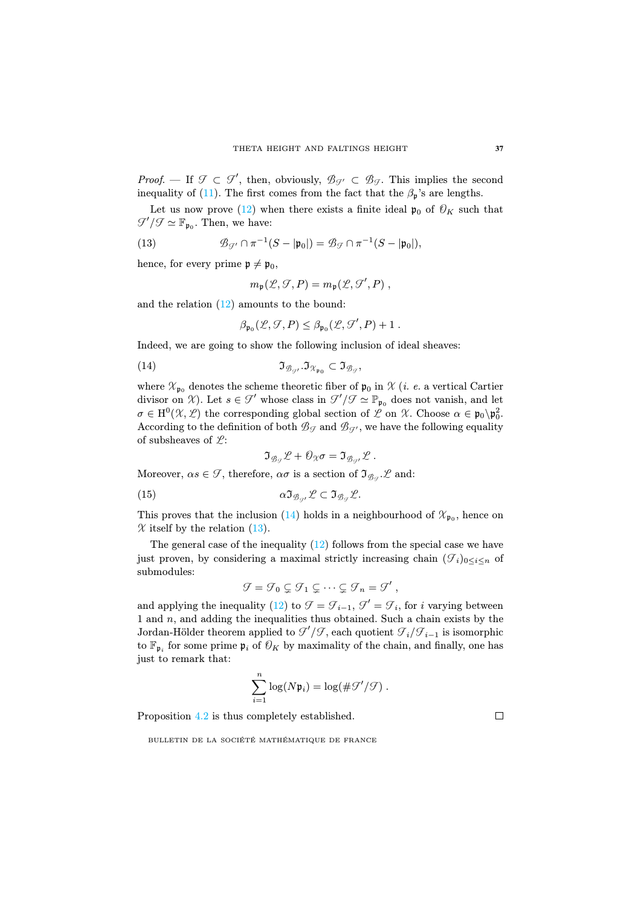*Proof.* — If $\mathcal{F} \subset \mathcal{F}'$, then, obviously, $\mathcal{B}_{\mathcal{F}'} \subset \mathcal{B}_{\mathcal{F}}$. This implies the second inequality of (11). The first comes from the fact that the $\beta_{\mathfrak{p}}$'s are lengths.

Let us now prove (12) when there exists a finite ideal $\mathfrak{p}_0$ of $\mathcal{O}_K$ such that $\mathcal{F}'/\mathcal{F} \simeq \mathbb{F}_{\mathfrak{p}_0}$. Then, we have:

$$\mathcal{B}_{\mathcal{F}'} \cap \pi^{-1}(S - |\mathfrak{p}_0|) = \mathcal{B}_{\mathcal{F}} \cap \pi^{-1}(S - |\mathfrak{p}_0|), \tag{13}$$

hence, for every prime $\mathfrak{p} \neq \mathfrak{p}_0$,

$$m_{\mathfrak{p}}(\mathcal{L}, \mathcal{F}, P) = m_{\mathfrak{p}}(\mathcal{L}, \mathcal{F}', P) \ ,$$

and the relation (12) amounts to the bound:

$$\beta_{\mathfrak{p}_0}(\mathcal{L}, \mathcal{F}, P) \leq \beta_{\mathfrak{p}_0}(\mathcal{L}, \mathcal{F}', P) + 1 \ .$$

Indeed, we are going to show the following inclusion of ideal sheaves:

$$\mathfrak{I}_{\mathcal{B}_{\mathcal{F}'}} . \mathfrak{I}_{\mathcal{X}_{\mathfrak{p}_0}} \subset \mathfrak{I}_{\mathcal{B}_{\mathcal{F}}}, \tag{14}$$

where $\mathcal{X}_{\mathfrak{p}_0}$ denotes the scheme theoretic fiber of $\mathfrak{p}_0$ in $\mathcal{X}$ (*i. e.* a vertical Cartier divisor on $\mathcal{X}$). Let $s \in \mathcal{F}'$ whose class in $\mathcal{F}'/\mathcal{F} \simeq \mathbb{F}_{\mathfrak{p}_0}$ does not vanish, and let $\sigma \in \mathrm{H}^0(\mathcal{X}, \mathcal{L})$ the corresponding global section of $\mathcal{L}$ on $\mathcal{X}$. Choose $\alpha \in \mathfrak{p}_0 \backslash \mathfrak{p}_0^2$. According to the definition of both $\mathcal{B}_{\mathcal{F}}$ and $\mathcal{B}_{\mathcal{F}'}$, we have the following equality of subsheaves of $\mathcal{L}$:

$$\mathfrak{I}_{\mathcal{B}_{\mathcal{F}}} \mathcal{L} + \mathcal{O}_{\mathcal{X}} \sigma = \mathfrak{I}_{\mathcal{B}_{\mathcal{F}'}} \mathcal{L} \ .$$

Moreover, $\alpha s \in \mathcal{F}$, therefore, $\alpha\sigma$ is a section of $\mathfrak{I}_{\mathcal{B}_{\mathcal{F}}} . \mathcal{L}$ and:

$$\alpha \mathfrak{I}_{\mathcal{B}_{\mathcal{F}'}} \mathcal{L} \subset \mathfrak{I}_{\mathcal{B}_{\mathcal{F}}} \mathcal{L}. \tag{15}$$

This proves that the inclusion (14) holds in a neighbourhood of $\mathcal{X}_{\mathfrak{p}_0}$, hence on $\mathcal{X}$ itself by the relation (13).

The general case of the inequality (12) follows from the special case we have just proven, by considering a maximal strictly increasing chain $(\mathcal{F}_i)_{0 \leq i \leq n}$ of submodules:

$$\mathcal{F} = \mathcal{F}_0 \subsetneq \mathcal{F}_1 \subsetneq \cdots \subsetneq \mathcal{F}_n = \mathcal{F}' \ ,$$

and applying the inequality (12) to $\mathcal{F} = \mathcal{F}_{i-1}$, $\mathcal{F}' = \mathcal{F}_i$, for $i$ varying between 1 and $n$, and adding the inequalities thus obtained. Such a chain exists by the Jordan-Hölder theorem applied to $\mathcal{F}'/\mathcal{F}$, each quotient $\mathcal{F}_i/\mathcal{F}_{i-1}$ is isomorphic to $\mathbb{F}_{\mathfrak{p}_i}$ for some prime $\mathfrak{p}_i$ of $\mathcal{O}_K$ by maximality of the chain, and finally, one has just to remark that:

$$\sum_{i=1}^{n} \log(N\mathfrak{p}_i) = \log(\#\mathcal{F}'/\mathcal{F}) \ .$$

Proposition 4.2 is thus completely established. □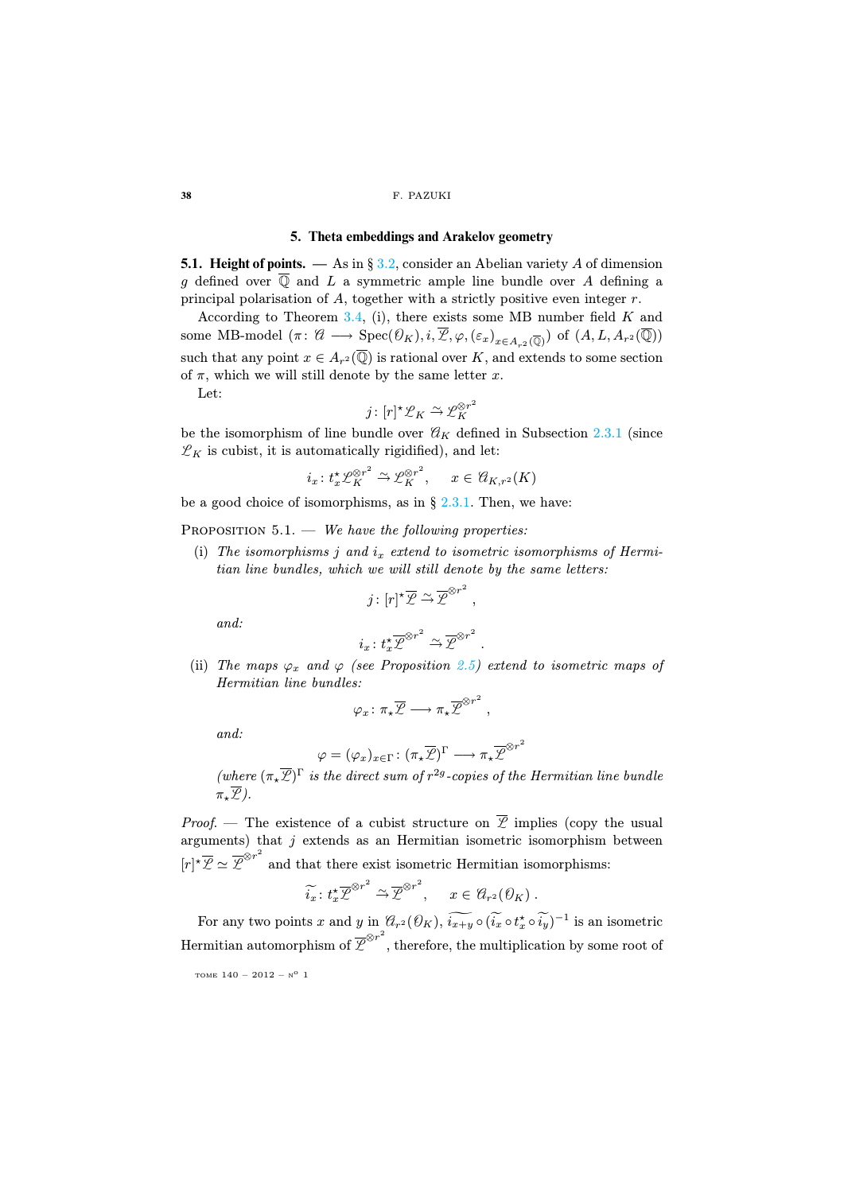## 5. Theta embeddings and Arakelov geometry

**5.1. Height of points.** — As in § 3.2, consider an Abelian variety $A$ of dimension $g$ defined over $\overline{\mathbb{Q}}$ and $L$ a symmetric ample line bundle over $A$ defining a principal polarisation of $A$, together with a strictly positive even integer $r$.

According to Theorem 3.4, (i), there exists some MB number field $K$ and some MB-model $(\pi\colon \mathcal{A} \longrightarrow \mathrm{Spec}(\mathcal{O}_K), i, \overline{\mathcal{L}}, \varphi, (\varepsilon_x)_{x\in A_{r^2}(\overline{\mathbb{Q}})})$ of $(A, L, A_{r^2}(\overline{\mathbb{Q}}))$ such that any point $x \in A_{r^2}(\overline{\mathbb{Q}})$ is rational over $K$, and extends to some section of $\pi$, which we will still denote by the same letter $x$.

Let:

$$j\colon [r]^\star \mathcal{L}_K \xrightarrow{\sim} \mathcal{L}_K^{\otimes r^2}$$

be the isomorphism of line bundle over $\mathcal{A}_K$ defined in Subsection 2.3.1 (since $\mathcal{L}_K$ is cubist, it is automatically rigidified), and let:

$$i_x\colon t_x^\star \mathcal{L}_K^{\otimes r^2} \xrightarrow{\sim} \mathcal{L}_K^{\otimes r^2}, \qquad x \in \mathcal{A}_{K,r^2}(K)$$

be a good choice of isomorphisms, as in § 2.3.1. Then, we have:

Proposition 5.1. — *We have the following properties:*

(i) *The isomorphisms $j$ and $i_x$ extend to isometric isomorphisms of Hermitian line bundles, which we will still denote by the same letters:*

$$j\colon [r]^\star \overline{\mathcal{L}} \xrightarrow{\sim} \overline{\mathcal{L}}^{\otimes r^2},$$

*and:*

$$i_x\colon t_x^\star \overline{\mathcal{L}}^{\otimes r^2} \xrightarrow{\sim} \overline{\mathcal{L}}^{\otimes r^2}.$$

(ii) *The maps $\varphi_x$ and $\varphi$ (see Proposition 2.5) extend to isometric maps of Hermitian line bundles:*

$$\varphi_x\colon \pi_\star \overline{\mathcal{L}} \longrightarrow \pi_\star \overline{\mathcal{L}}^{\otimes r^2},$$

*and:*

$$\varphi = (\varphi_x)_{x\in\Gamma}\colon (\pi_\star \overline{\mathcal{L}})^\Gamma \longrightarrow \pi_\star \overline{\mathcal{L}}^{\otimes r^2}$$

*(where $(\pi_\star \overline{\mathcal{L}})^\Gamma$ is the direct sum of $r^{2g}$-copies of the Hermitian line bundle $\pi_\star \overline{\mathcal{L}}$).*

*Proof.* — The existence of a cubist structure on $\overline{\mathcal{L}}$ implies (copy the usual arguments) that $j$ extends as an Hermitian isometric isomorphism between $[r]^\star \overline{\mathcal{L}} \simeq \overline{\mathcal{L}}^{\otimes r^2}$ and that there exist isometric Hermitian isomorphisms:

$$\widetilde{i_x}\colon t_x^\star \overline{\mathcal{L}}^{\otimes r^2} \xrightarrow{\sim} \overline{\mathcal{L}}^{\otimes r^2}, \qquad x \in \mathcal{A}_{r^2}(\mathcal{O}_K).$$

For any two points $x$ and $y$ in $\mathcal{A}_{r^2}(\mathcal{O}_K)$, $\widetilde{i_{x+y}} \circ (\widetilde{i_x} \circ t_x^\star \circ \widetilde{i_y})^{-1}$ is an isometric Hermitian automorphism of $\overline{\mathcal{L}}^{\otimes r^2}$, therefore, the multiplication by some root of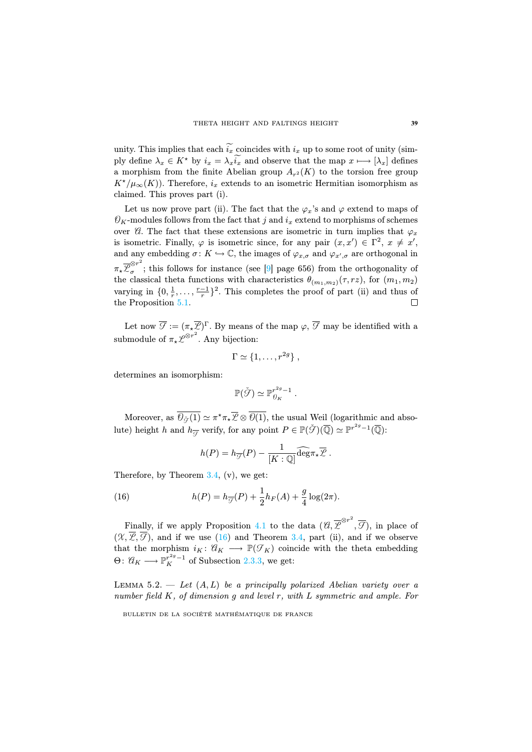unity. This implies that each $\widetilde{i_x}$ coincides with $i_x$ up to some root of unity (simply define $\lambda_x \in K^\star$ by $i_x = \lambda_x \widetilde{i_x}$ and observe that the map $x \longmapsto [\lambda_x]$ defines a morphism from the finite Abelian group $A_{r^2}(K)$ to the torsion free group $K^\star/\mu_\infty(K)$). Therefore, $i_x$ extends to an isometric Hermitian isomorphism as claimed. This proves part (i).

Let us now prove part (ii). The fact that the $\varphi_x$'s and $\varphi$ extend to maps of $\mathcal{O}_K$-modules follows from the fact that $j$ and $i_x$ extend to morphisms of schemes over $\mathcal{A}$. The fact that these extensions are isometric in turn implies that $\varphi_x$ is isometric. Finally, $\varphi$ is isometric since, for any pair $(x, x') \in \Gamma^2$, $x \neq x'$, and any embedding $\sigma \colon K \hookrightarrow \mathbb{C}$, the images of $\varphi_{x,\sigma}$ and $\varphi_{x',\sigma}$ are orthogonal in $\pi_\star \overline{\mathcal{L}}_\sigma^{\otimes r^2}$; this follows for instance (see [9] page 656) from the orthogonality of the classical theta functions with characteristics $\theta_{(m_1,m_2)}(\tau, rz)$, for $(m_1, m_2)$ varying in $\{0, \frac{1}{r}, \ldots, \frac{r-1}{r}\}^2$. This completes the proof of part (ii) and thus of the Proposition 5.1. □

Let now $\overline{\mathcal{F}} := (\pi_\star \overline{\mathcal{L}})^\Gamma$. By means of the map $\varphi$, $\overline{\mathcal{F}}$ may be identified with a submodule of $\pi_\star \mathcal{L}^{\otimes r^2}$. Any bijection:

$$\Gamma \simeq \{1, \ldots, r^{2g}\}\,,$$

determines an isomorphism:

$$\mathbb{P}(\check{\mathcal{F}}) \simeq \mathbb{P}^{r^{2g}-1}_{\mathcal{O}_K}\,.$$

Moreover, as $\overline{\mathcal{O}_{\check{\mathcal{F}}}(1)} \simeq \pi^\star \pi_\star \overline{\mathcal{L}} \otimes \overline{\mathcal{O}(1)}$, the usual Weil (logarithmic and absolute) height $h$ and $h_{\overline{\mathcal{F}}}$ verify, for any point $P \in \mathbb{P}(\check{\mathcal{F}})(\overline{\mathbb{Q}}) \simeq \mathbb{P}^{r^{2g}-1}(\overline{\mathbb{Q}})$:

$$h(P) = h_{\overline{\mathcal{F}}}(P) - \frac{1}{[K:\mathbb{Q}]}\widehat{\deg}\pi_\star \overline{\mathcal{L}}\,.$$

Therefore, by Theorem 3.4, (v), we get:

$$h(P) = h_{\overline{\mathcal{F}}}(P) + \frac{1}{2}h_F(A) + \frac{g}{4}\log(2\pi). \tag{16}$$

Finally, if we apply Proposition 4.1 to the data $(\mathcal{A}, \overline{\mathcal{L}}^{\otimes r^2}, \overline{\mathcal{F}})$, in place of $(\mathcal{X}, \overline{\mathcal{L}}, \overline{\mathcal{F}})$, and if we use (16) and Theorem 3.4, part (ii), and if we observe that the morphism $i_K \colon \mathcal{A}_K \longrightarrow \mathbb{P}(\mathcal{F}_K)$ coincide with the theta embedding $\Theta \colon \mathcal{A}_K \longrightarrow \mathbb{P}^{r^{2g}-1}_K$ of Subsection 2.3.3, we get:

Lemma 5.2. — *Let $(A, L)$ be a principally polarized Abelian variety over a number field $K$, of dimension $g$ and level $r$, with $L$ symmetric and ample. For*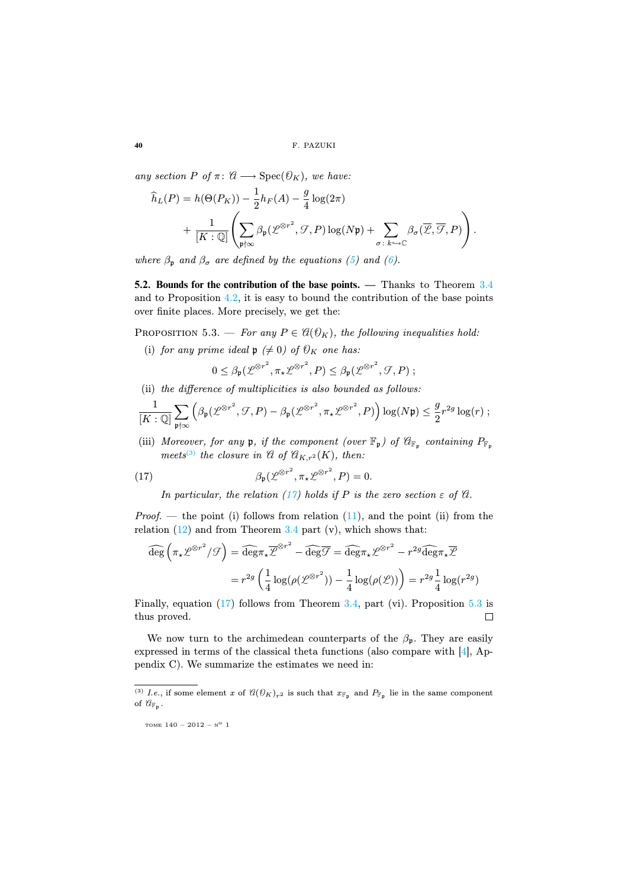any section $P$ of $\pi\colon \mathcal{A} \longrightarrow \mathrm{Spec}(\mathcal{O}_K)$, we have:

$$\widehat{h}_L(P) = h(\Theta(P_K)) - \frac{1}{2}h_F(A) - \frac{g}{4}\log(2\pi)$$
$$+ \frac{1}{[K:\mathbb{Q}]}\left(\sum_{\mathfrak{p}\nmid\infty}\beta_{\mathfrak{p}}(\mathcal{L}^{\otimes r^2},\mathcal{F},P)\log(N\mathfrak{p}) + \sum_{\sigma\colon k\hookrightarrow\mathbb{C}}\beta_{\sigma}(\overline{\mathcal{L}},\overline{\mathcal{F}},P)\right).$$

*where $\beta_{\mathfrak{p}}$ and $\beta_{\sigma}$ are defined by the equations (5) and (6).*

**5.2. Bounds for the contribution of the base points.** — Thanks to Theorem 3.4 and to Proposition 4.2, it is easy to bound the contribution of the base points over finite places. More precisely, we get the:

Proposition 5.3. — *For any $P \in \mathcal{A}(\mathcal{O}_K)$, the following inequalities hold:*

(i) *for any prime ideal $\mathfrak{p}$ ($\neq 0$) of $\mathcal{O}_K$ one has:*

$$0 \leq \beta_{\mathfrak{p}}(\mathcal{L}^{\otimes r^2}, \pi_\star\mathcal{L}^{\otimes r^2}, P) \leq \beta_{\mathfrak{p}}(\mathcal{L}^{\otimes r^2}, \mathcal{F}, P)\,;$$

(ii) *the difference of multiplicities is also bounded as follows:*

$$\frac{1}{[K:\mathbb{Q}]}\sum_{\mathfrak{p}\nmid\infty}\Big(\beta_{\mathfrak{p}}(\mathcal{L}^{\otimes r^2},\mathcal{F},P) - \beta_{\mathfrak{p}}(\mathcal{L}^{\otimes r^2},\pi_\star\mathcal{L}^{\otimes r^2},P)\Big)\log(N\mathfrak{p}) \leq \frac{g}{2}r^{2g}\log(r)\,;$$

(iii) *Moreover, for any $\mathfrak{p}$, if the component (over $\mathbb{F}_{\mathfrak{p}}$) of $\mathcal{A}_{\mathbb{F}_{\mathfrak{p}}}$ containing $P_{\mathbb{F}_{\mathfrak{p}}}$ meets*[(3)] *the closure in $\mathcal{A}$ of $\mathcal{A}_{K,r^2}(K)$, then:*

$$\beta_{\mathfrak{p}}(\mathcal{L}^{\otimes r^2}, \pi_\star\mathcal{L}^{\otimes r^2}, P) = 0. \tag{17}$$

*In particular, the relation (17) holds if $P$ is the zero section $\varepsilon$ of $\mathcal{A}$.*

*Proof.* — the point (i) follows from relation (11), and the point (ii) from the relation (12) and from Theorem 3.4 part (v), which shows that:

$$\widehat{\deg}\left(\pi_\star\mathcal{L}^{\otimes r^2}/\mathcal{F}\right) = \widehat{\deg}\pi_\star\overline{\mathcal{L}}^{\otimes r^2} - \widehat{\deg}\overline{\mathcal{F}} = \widehat{\deg}\pi_\star\mathcal{L}^{\otimes r^2} - r^{2g}\widehat{\deg}\pi_\star\overline{\mathcal{L}}$$
$$= r^{2g}\left(\frac{1}{4}\log(\rho(\mathcal{L}^{\otimes r^2})) - \frac{1}{4}\log(\rho(\mathcal{L}))\right) = r^{2g}\frac{1}{4}\log(r^{2g})$$

Finally, equation (17) follows from Theorem 3.4, part (vi). Proposition 5.3 is thus proved. □

We now turn to the archimedean counterparts of the $\beta_{\mathfrak{p}}$. They are easily expressed in terms of the classical theta functions (also compare with [4], Appendix C). We summarize the estimates we need in:

---

(3) *I.e.*, if some element $x$ of $\mathcal{A}(\mathcal{O}_K)_{r^2}$ is such that $x_{\mathbb{F}_{\mathfrak{p}}}$ and $P_{\mathbb{F}_{\mathfrak{p}}}$ lie in the same component of $\mathcal{A}_{\mathbb{F}_{\mathfrak{p}}}$.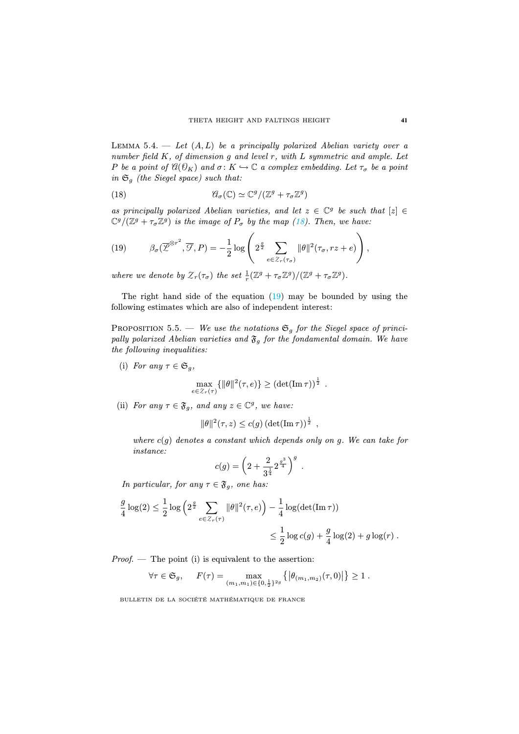LEMMA 5.4. — *Let $(A, L)$ be a principally polarized Abelian variety over a number field $K$, of dimension $g$ and level $r$, with $L$ symmetric and ample. Let $P$ be a point of $\mathcal{A}(\mathcal{O}_K)$ and $\sigma\colon K \hookrightarrow \mathbb{C}$ a complex embedding. Let $\tau_\sigma$ be a point in $\mathfrak{S}_g$ (the Siegel space) such that:*

$$\mathcal{A}_\sigma(\mathbb{C}) \simeq \mathbb{C}^g/(\mathbb{Z}^g + \tau_\sigma \mathbb{Z}^g) \tag{18}$$

*as principally polarized Abelian varieties, and let $z \in \mathbb{C}^g$ be such that $[z] \in \mathbb{C}^g/(\mathbb{Z}^g + \tau_\sigma\mathbb{Z}^g)$ is the image of $P_\sigma$ by the map (18). Then, we have:*

$$\beta_\sigma(\overline{\mathcal{L}}^{\otimes r^2}, \overline{\mathcal{T}}, P) = -\frac{1}{2}\log\left(2^{\frac{g}{2}} \sum_{e \in \mathcal{Z}_r(\tau_\sigma)} \|\theta\|^2(\tau_\sigma, rz + e)\right), \tag{19}$$

*where we denote by $\mathcal{Z}_r(\tau_\sigma)$ the set $\frac{1}{r}(\mathbb{Z}^g + \tau_\sigma\mathbb{Z}^g)/(\mathbb{Z}^g + \tau_\sigma\mathbb{Z}^g)$.*

The right hand side of the equation (19) may be bounded by using the following estimates which are also of independent interest:

PROPOSITION 5.5. — *We use the notations $\mathfrak{S}_g$ for the Siegel space of principally polarized Abelian varieties and $\mathfrak{F}_g$ for the fondamental domain. We have the following inequalities:*

(i) *For any $\tau \in \mathfrak{S}_g$,*

$$\max_{e \in \mathcal{Z}_r(\tau)} \{\|\theta\|^2(\tau, e)\} \geq (\det(\operatorname{Im}\tau))^{\frac{1}{2}} \ .$$

(ii) *For any $\tau \in \mathfrak{F}_g$, and any $z \in \mathbb{C}^g$, we have:*

$$\|\theta\|^2(\tau, z) \leq c(g)\,(\det(\operatorname{Im}\tau))^{\frac{1}{2}} \ ,$$

*where $c(g)$ denotes a constant which depends only on $g$. We can take for instance:*

$$c(g) = \left(2 + \frac{2}{3^{\frac{1}{4}}} 2^{\frac{g^3}{4}}\right)^g \ .$$

*In particular, for any $\tau \in \mathfrak{F}_g$, one has:*

$$\frac{g}{4}\log(2) \leq \frac{1}{2}\log\Big(2^{\frac{g}{2}} \sum_{e \in \mathcal{Z}_r(\tau)} \|\theta\|^2(\tau, e)\Big) - \frac{1}{4}\log(\det(\operatorname{Im}\tau))$$

$$\leq \frac{1}{2}\log c(g) + \frac{g}{4}\log(2) + g\log(r) \ .$$

*Proof.* — The point (i) is equivalent to the assertion:

$$\forall \tau \in \mathfrak{S}_g, \qquad F(\tau) = \max_{(m_1, m_1) \in \{0, \frac{1}{2}\}^{2g}} \left\{\left|\theta_{(m_1, m_2)}(\tau, 0)\right|\right\} \geq 1 \ .$$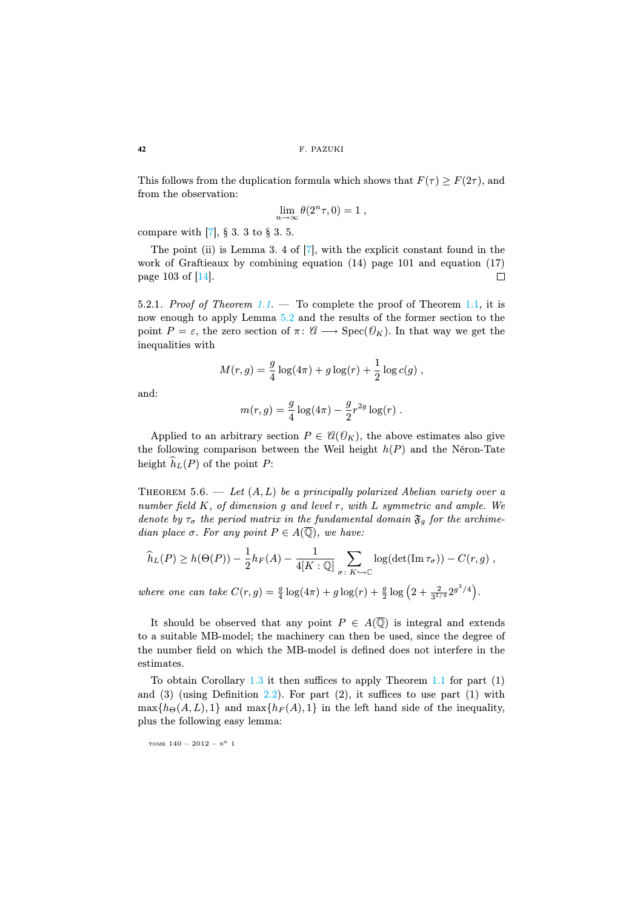This follows from the duplication formula which shows that $F(\tau) \geq F(2\tau)$, and from the observation:

$$\lim_{n\to\infty} \theta(2^n\tau, 0) = 1 \ ,$$

compare with [7], § 3. 3 to § 3. 5.

The point (ii) is Lemma 3. 4 of [7], with the explicit constant found in the work of Graftieaux by combining equation (14) page 101 and equation (17) page 103 of [14]. □

5.2.1. *Proof of Theorem 1.1.* — To complete the proof of Theorem 1.1, it is now enough to apply Lemma 5.2 and the results of the former section to the point $P = \varepsilon$, the zero section of $\pi\colon \mathcal{A} \longrightarrow \mathrm{Spec}(\mathcal{O}_K)$. In that way we get the inequalities with

$$M(r, g) = \frac{g}{4}\log(4\pi) + g\log(r) + \frac{1}{2}\log c(g) \ ,$$

and:

$$m(r, g) = \frac{g}{4}\log(4\pi) - \frac{g}{2}r^{2g}\log(r) \ .$$

Applied to an arbitrary section $P \in \mathcal{A}(\mathcal{O}_K)$, the above estimates also give the following comparison between the Weil height $h(P)$ and the Néron-Tate height $\widehat{h}_L(P)$ of the point $P$:

Theorem 5.6. — *Let $(A, L)$ be a principally polarized Abelian variety over a number field $K$, of dimension $g$ and level $r$, with $L$ symmetric and ample. We denote by $\tau_\sigma$ the period matrix in the fundamental domain $\mathfrak{F}_g$ for the archimedian place $\sigma$. For any point $P \in A(\overline{\mathbb{Q}})$, we have:*

$$\widehat{h}_L(P) \geq h(\Theta(P)) - \frac{1}{2}h_F(A) - \frac{1}{4[K:\mathbb{Q}]}\sum_{\sigma\colon K\hookrightarrow\mathbb{C}} \log(\det(\mathrm{Im}\,\tau_\sigma)) - C(r, g) \ ,$$

*where one can take $C(r, g) = \frac{g}{4}\log(4\pi) + g\log(r) + \frac{g}{2}\log\left(2 + \frac{2}{3^{1/4}}2^{g^3/4}\right)$.*

It should be observed that any point $P \in A(\overline{\mathbb{Q}})$ is integral and extends to a suitable MB-model; the machinery can then be used, since the degree of the number field on which the MB-model is defined does not interfere in the estimates.

To obtain Corollary 1.3 it then suffices to apply Theorem 1.1 for part (1) and (3) (using Definition 2.2). For part (2), it suffices to use part (1) with $\max\{h_\Theta(A, L), 1\}$ and $\max\{h_F(A), 1\}$ in the left hand side of the inequality, plus the following easy lemma: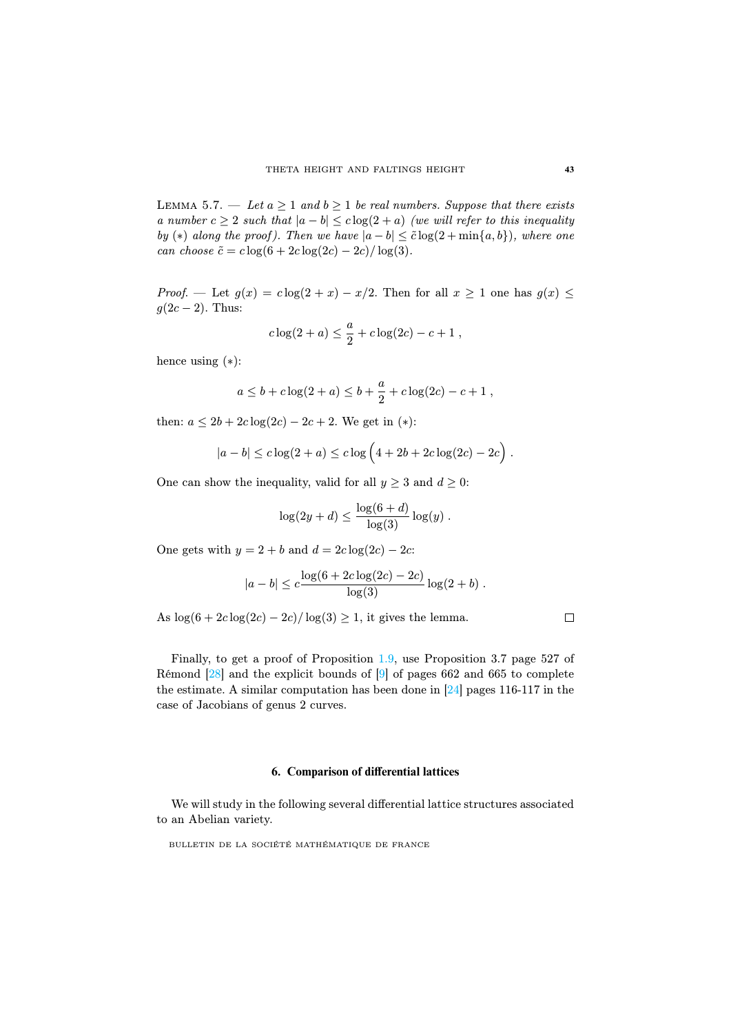Lemma 5.7. — *Let $a \geq 1$ and $b \geq 1$ be real numbers. Suppose that there exists a number $c \geq 2$ such that $|a-b| \leq c\log(2+a)$ (we will refer to this inequality by $(*)$ along the proof). Then we have $|a-b| \leq \tilde{c}\log(2+\min\{a,b\})$, where one can choose $\tilde{c} = c\log(6+2c\log(2c)-2c)/\log(3)$.*

*Proof.* — Let $g(x) = c\log(2+x) - x/2$. Then for all $x \geq 1$ one has $g(x) \leq g(2c-2)$. Thus:

$$c\log(2+a) \leq \frac{a}{2} + c\log(2c) - c + 1\ ,$$

hence using $(*)$:

$$a \leq b + c\log(2+a) \leq b + \frac{a}{2} + c\log(2c) - c + 1\ ,$$

then: $a \leq 2b + 2c\log(2c) - 2c + 2$. We get in $(*)$:

$$|a-b| \leq c\log(2+a) \leq c\log\Big(4 + 2b + 2c\log(2c) - 2c\Big)\ .$$

One can show the inequality, valid for all $y \geq 3$ and $d \geq 0$:

$$\log(2y+d) \leq \frac{\log(6+d)}{\log(3)}\log(y)\ .$$

One gets with $y = 2+b$ and $d = 2c\log(2c) - 2c$:

$$|a-b| \leq c\frac{\log(6+2c\log(2c)-2c)}{\log(3)}\log(2+b)\ .$$

As $\log(6+2c\log(2c)-2c)/\log(3) \geq 1$, it gives the lemma. □

Finally, to get a proof of Proposition 1.9, use Proposition 3.7 page 527 of Rémond [28] and the explicit bounds of [9] of pages 662 and 665 to complete the estimate. A similar computation has been done in [24] pages 116-117 in the case of Jacobians of genus 2 curves.

## 6. Comparison of differential lattices

We will study in the following several differential lattice structures associated to an Abelian variety.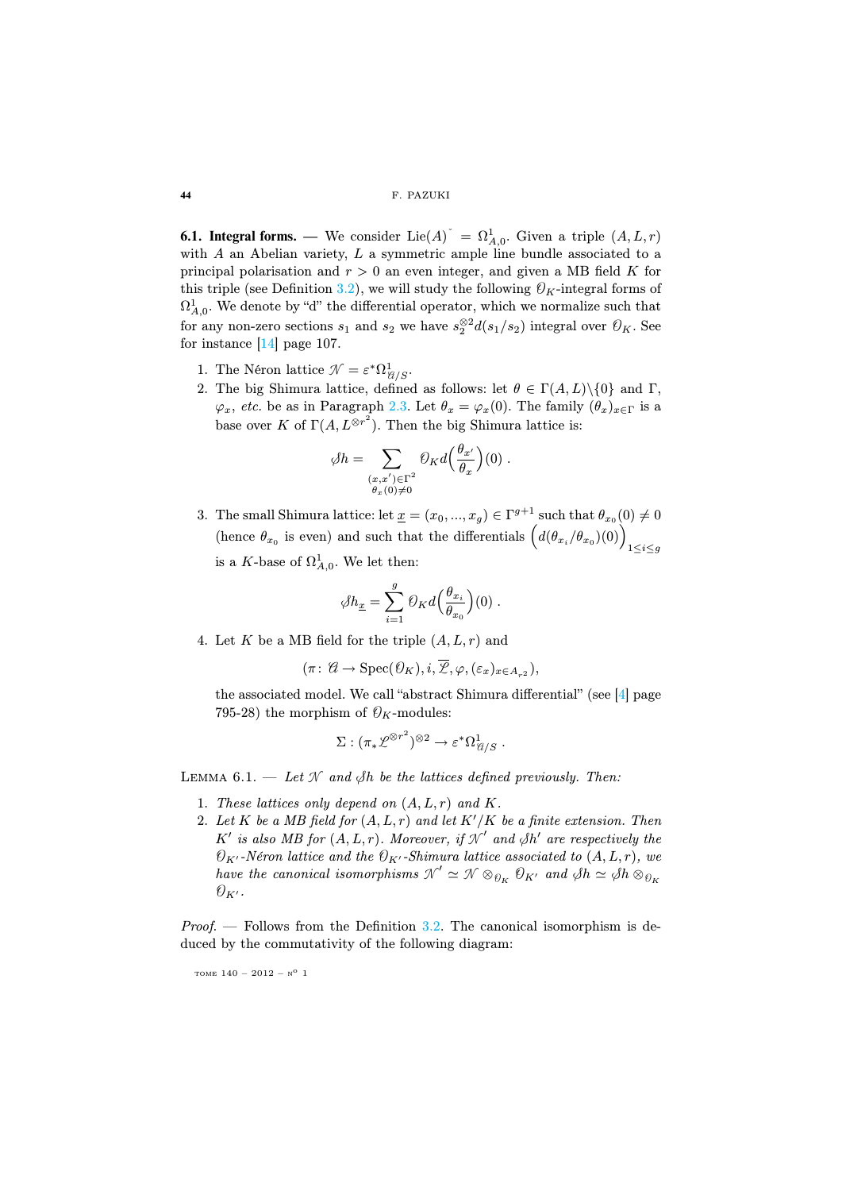**6.1. Integral forms.** — We consider $\mathrm{Lie}(A)^{\check{}} = \Omega^1_{A,0}$. Given a triple $(A,L,r)$ with $A$ an Abelian variety, $L$ a symmetric ample line bundle associated to a principal polarisation and $r>0$ an even integer, and given a MB field $K$ for this triple (see Definition 3.2), we will study the following $\mathcal{O}_K$-integral forms of $\Omega^1_{A,0}$. We denote by "d" the differential operator, which we normalize such that for any non-zero sections $s_1$ and $s_2$ we have $s_2^{\otimes 2}d(s_1/s_2)$ integral over $\mathcal{O}_K$. See for instance [14] page 107.

1. The Néron lattice $\mathcal{N} = \varepsilon^*\Omega^1_{\mathcal{A}/S}$.
2. The big Shimura lattice, defined as follows: let $\theta \in \Gamma(A,L)\backslash\{0\}$ and $\Gamma$, $\varphi_x$, *etc.* be as in Paragraph 2.3. Let $\theta_x = \varphi_x(0)$. The family $(\theta_x)_{x\in\Gamma}$ is a base over $K$ of $\Gamma(A, L^{\otimes r^2})$. Then the big Shimura lattice is:
$$\mathcal{S}h = \sum_{\substack{(x,x')\in\Gamma^2\\ \theta_x(0)\neq 0}} \mathcal{O}_K d\Big(\frac{\theta_{x'}}{\theta_x}\Big)(0)\ .$$
3. The small Shimura lattice: let $\underline{x} = (x_0,...,x_g)\in\Gamma^{g+1}$ such that $\theta_{x_0}(0)\neq 0$ (hence $\theta_{x_0}$ is even) and such that the differentials $\Big(d(\theta_{x_i}/\theta_{x_0})(0)\Big)_{1\leq i\leq g}$ is a $K$-base of $\Omega^1_{A,0}$. We let then:
$$\mathcal{S}h_{\underline{x}} = \sum_{i=1}^{g} \mathcal{O}_K d\Big(\frac{\theta_{x_i}}{\theta_{x_0}}\Big)(0)\ .$$
4. Let $K$ be a MB field for the triple $(A,L,r)$ and
$$(\pi\colon \mathcal{A}\to \mathrm{Spec}(\mathcal{O}_K), i, \overline{\mathcal{L}}, \varphi, (\varepsilon_x)_{x\in A_{r^2}}),$$
the associated model. We call "abstract Shimura differential" (see [4] page 795-28) the morphism of $\mathcal{O}_K$-modules:
$$\Sigma : (\pi_*\mathcal{L}^{\otimes r^2})^{\otimes 2} \to \varepsilon^*\Omega^1_{\mathcal{A}/S}\ .$$

Lemma 6.1. — *Let $\mathcal{N}$ and $\mathcal{S}h$ be the lattices defined previously. Then:*

1. *These lattices only depend on $(A,L,r)$ and $K$.*
2. *Let $K$ be a MB field for $(A,L,r)$ and let $K'/K$ be a finite extension. Then $K'$ is also MB for $(A,L,r)$. Moreover, if $\mathcal{N}'$ and $\mathcal{S}h'$ are respectively the $\mathcal{O}_{K'}$-Néron lattice and the $\mathcal{O}_{K'}$-Shimura lattice associated to $(A,L,r)$, we have the canonical isomorphisms $\mathcal{N}'\simeq\mathcal{N}\otimes_{\mathcal{O}_K}\mathcal{O}_{K'}$ and $\mathcal{S}h\simeq\mathcal{S}h\otimes_{\mathcal{O}_K}\mathcal{O}_{K'}$.*

*Proof.* — Follows from the Definition 3.2. The canonical isomorphism is deduced by the commutativity of the following diagram: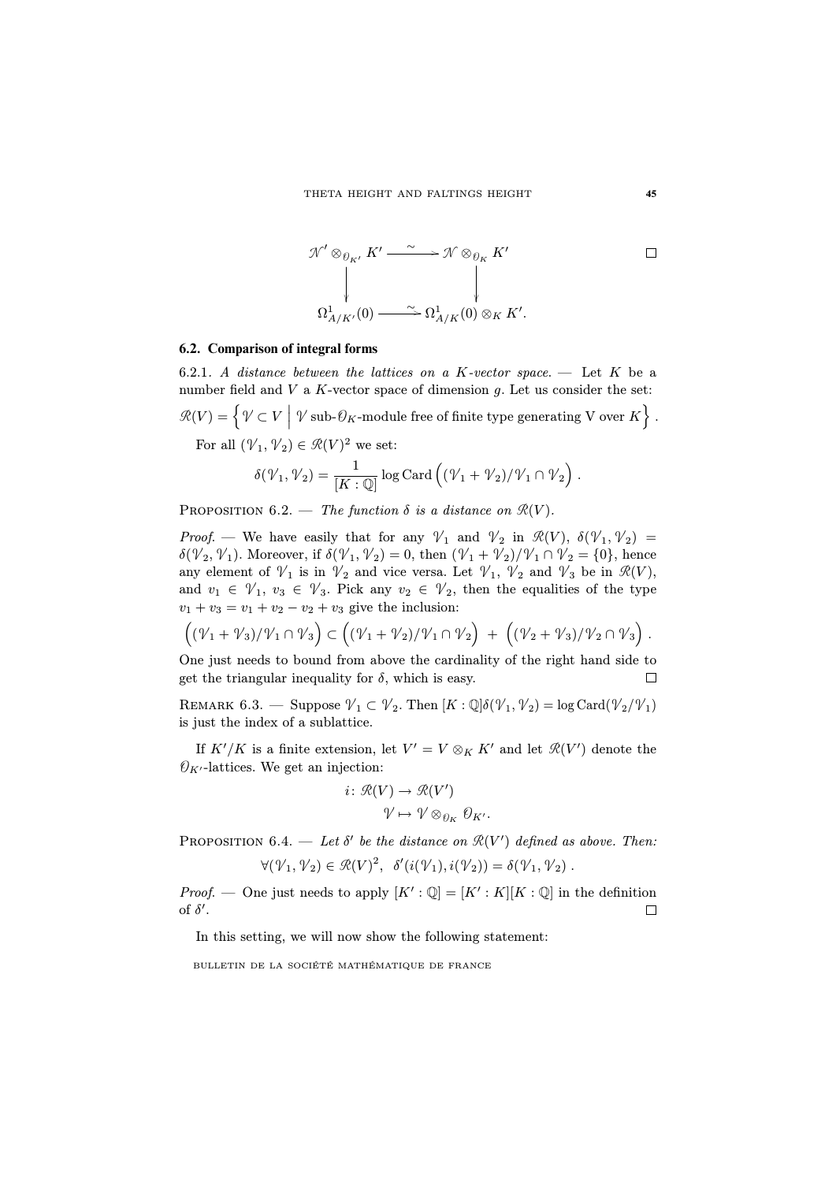$$
\begin{array}{ccc}
\mathcal{N}' \otimes_{\mathcal{O}_{K'}} K' & \xrightarrow{\ \sim\ } & \mathcal{N} \otimes_{\mathcal{O}_K} K' \\
\downarrow & & \downarrow \\
\Omega^1_{A/K'}(0) & \xrightarrow{\ \sim\ } & \Omega^1_{A/K}(0) \otimes_K K'.
\end{array}
$$

□

## 6.2. Comparison of integral forms

6.2.1. *A distance between the lattices on a $K$-vector space.* — Let $K$ be a number field and $V$ a $K$-vector space of dimension $g$. Let us consider the set:

$$\mathcal{R}(V) = \left\{ \mathcal{V} \subset V \;\middle|\; \mathcal{V} \text{ sub-}\mathcal{O}_K\text{-module free of finite type generating V over } K \right\}.$$

For all $(\mathcal{V}_1, \mathcal{V}_2) \in \mathcal{R}(V)^2$ we set:

$$\delta(\mathcal{V}_1, \mathcal{V}_2) = \frac{1}{[K:\mathbb{Q}]} \log \operatorname{Card}\Big( (\mathcal{V}_1 + \mathcal{V}_2)/\mathcal{V}_1 \cap \mathcal{V}_2 \Big).$$

PROPOSITION 6.2. — *The function $\delta$ is a distance on $\mathcal{R}(V)$.*

*Proof.* — We have easily that for any $\mathcal{V}_1$ and $\mathcal{V}_2$ in $\mathcal{R}(V)$, $\delta(\mathcal{V}_1, \mathcal{V}_2) = \delta(\mathcal{V}_2, \mathcal{V}_1)$. Moreover, if $\delta(\mathcal{V}_1, \mathcal{V}_2) = 0$, then $(\mathcal{V}_1 + \mathcal{V}_2)/\mathcal{V}_1 \cap \mathcal{V}_2 = \{0\}$, hence any element of $\mathcal{V}_1$ is in $\mathcal{V}_2$ and vice versa. Let $\mathcal{V}_1$, $\mathcal{V}_2$ and $\mathcal{V}_3$ be in $\mathcal{R}(V)$, and $v_1 \in \mathcal{V}_1$, $v_3 \in \mathcal{V}_3$. Pick any $v_2 \in \mathcal{V}_2$, then the equalities of the type $v_1 + v_3 = v_1 + v_2 - v_2 + v_3$ give the inclusion:

$$\Big( (\mathcal{V}_1 + \mathcal{V}_3)/\mathcal{V}_1 \cap \mathcal{V}_3 \Big) \subset \Big( (\mathcal{V}_1 + \mathcal{V}_2)/\mathcal{V}_1 \cap \mathcal{V}_2 \Big) \;+\; \Big( (\mathcal{V}_2 + \mathcal{V}_3)/\mathcal{V}_2 \cap \mathcal{V}_3 \Big).$$

One just needs to bound from above the cardinality of the right hand side to get the triangular inequality for $\delta$, which is easy. □

REMARK 6.3. — Suppose $\mathcal{V}_1 \subset \mathcal{V}_2$. Then $[K:\mathbb{Q}]\delta(\mathcal{V}_1, \mathcal{V}_2) = \log \operatorname{Card}(\mathcal{V}_2/\mathcal{V}_1)$ is just the index of a sublattice.

If $K'/K$ is a finite extension, let $V' = V \otimes_K K'$ and let $\mathcal{R}(V')$ denote the $\mathcal{O}_{K'}$-lattices. We get an injection:

$$i \colon \mathcal{R}(V) \to \mathcal{R}(V')$$
$$\mathcal{V} \mapsto \mathcal{V} \otimes_{\mathcal{O}_K} \mathcal{O}_{K'}.$$

PROPOSITION 6.4. — *Let $\delta'$ be the distance on $\mathcal{R}(V')$ defined as above. Then:*

$$\forall (\mathcal{V}_1, \mathcal{V}_2) \in \mathcal{R}(V)^2, \;\; \delta'(i(\mathcal{V}_1), i(\mathcal{V}_2)) = \delta(\mathcal{V}_1, \mathcal{V}_2).$$

*Proof.* — One just needs to apply $[K':\mathbb{Q}] = [K':K][K:\mathbb{Q}]$ in the definition of $\delta'$. □

In this setting, we will now show the following statement: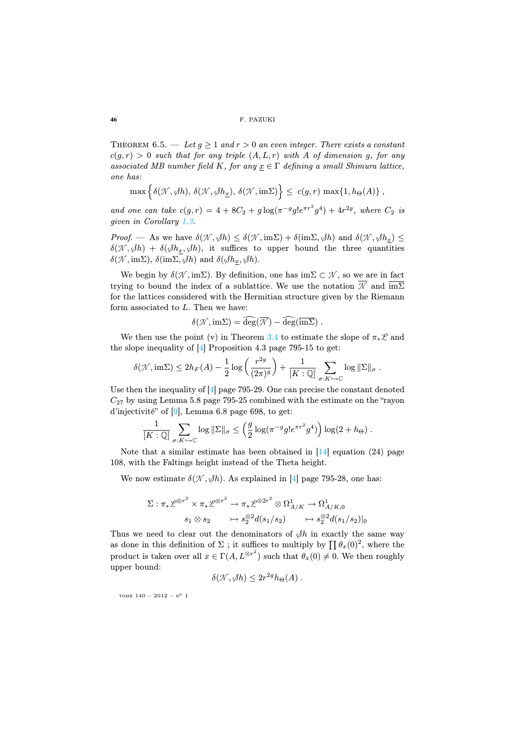Theorem 6.5. — *Let $g \geq 1$ and $r > 0$ an even integer. There exists a constant $c(g,r) > 0$ such that for any triple $(A,L,r)$ with $A$ of dimension $g$, for any associated MB number field $K$, for any $\underline{x} \in \Gamma$ defining a small Shimura lattice, one has:*

$$\max\Big\{\delta(\mathcal{N}, \not{\partial}h),\ \delta(\mathcal{N}, \not{\partial}h_{\underline{x}}),\ \delta(\mathcal{N}, \mathrm{im}\Sigma)\Big\} \leq c(g,r)\ \max\{1, h_\Theta(A)\}\ ,$$

*and one can take $c(g,r) = 4 + 8C_2 + g\log(\pi^{-g} g! e^{\pi r^2} g^4) + 4r^{2g}$, where $C_2$ is given in Corollary 1.3.*

*Proof*. — As we have $\delta(\mathcal{N}, \not{\partial}h) \leq \delta(\mathcal{N}, \mathrm{im}\Sigma) + \delta(\mathrm{im}\Sigma, \not{\partial}h)$ and $\delta(\mathcal{N}, \not{\partial}h_{\underline{x}}) \leq \delta(\mathcal{N}, \not{\partial}h) + \delta(\not{\partial}h_{\underline{x}}, \not{\partial}h)$, it suffices to upper bound the three quantities $\delta(\mathcal{N}, \mathrm{im}\Sigma)$, $\delta(\mathrm{im}\Sigma, \not{\partial}h)$ and $\delta(\not{\partial}h_{\underline{x}}, \not{\partial}h)$.

We begin by $\delta(\mathcal{N}, \mathrm{im}\Sigma)$. By definition, one has $\mathrm{im}\Sigma \subset \mathcal{N}$, so we are in fact trying to bound the index of a sublattice. We use the notation $\overline{\mathcal{N}}$ and $\overline{\mathrm{im}\Sigma}$ for the lattices considered with the Hermitian structure given by the Riemann form associated to $L$. Then we have:

$$\delta(\mathcal{N}, \mathrm{im}\Sigma) = \widehat{\deg}(\overline{\mathcal{N}}) - \widehat{\deg}(\overline{\mathrm{im}\Sigma})\ .$$

We then use the point (v) in Theorem 3.4 to estimate the slope of $\pi_*\mathcal{L}$ and the slope inequality of [4] Proposition 4.3 page 795-15 to get:

$$\delta(\mathcal{N}, \mathrm{im}\Sigma) \leq 2h_F(A) - \frac{1}{2}\log\left(\frac{r^{2g}}{(2\pi)^g}\right) + \frac{1}{[K:\mathbb{Q}]}\sum_{\sigma: K\hookrightarrow\mathbb{C}} \log\|\Sigma\|_\sigma\ .$$

Use then the inequality of [4] page 795-29. One can precise the constant denoted $C_{27}$ by using Lemma 5.8 page 795-25 combined with the estimate on the "rayon d'injectivité" of [9], Lemma 6.8 page 698, to get:

$$\frac{1}{[K:\mathbb{Q}]}\sum_{\sigma: K\hookrightarrow\mathbb{C}} \log\|\Sigma\|_\sigma \leq \Big(\frac{g}{2}\log(\pi^{-g} g! e^{\pi r^2} g^4)\Big)\log(2 + h_\Theta)\ .$$

Note that a similar estimate has been obtained in [14] equation (24) page 108, with the Faltings height instead of the Theta height.

We now estimate $\delta(\mathcal{N}, \not{\partial}h)$. As explained in [4] page 795-28, one has:

$$\begin{array}{rcccl} \Sigma : \pi_*\mathcal{L}^{\otimes r^2} \times \pi_*\mathcal{L}^{\otimes r^2} & \to & \pi_*\mathcal{L}^{\otimes 2r^2} \otimes \Omega^1_{A/K} & \to & \Omega^1_{A/K,0} \\ s_1 \otimes s_2 & \mapsto & s_2^{\otimes 2} d(s_1/s_2) & \mapsto & s_2^{\otimes 2} d(s_1/s_2)|_0 \end{array}$$

Thus we need to clear out the denominators of $\not{\partial}h$ in exactly the same way as done in this definition of $\Sigma$ ; it suffices to multiply by $\prod \theta_x(0)^2$, where the product is taken over all $x \in \Gamma(A, L^{\otimes r^2})$ such that $\theta_x(0) \neq 0$. We then roughly upper bound:

$$\delta(\mathcal{N}, \not{\partial}h) \leq 2r^{2g} h_\Theta(A)\ .$$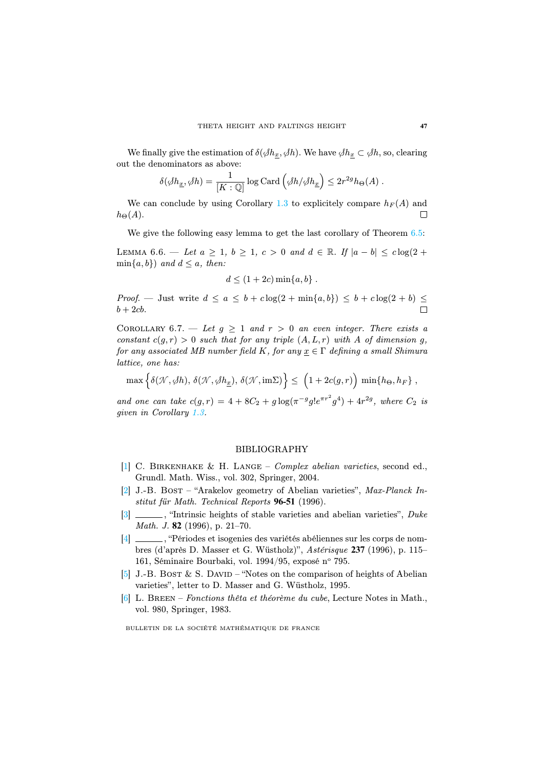We finally give the estimation of $\delta(\not{\partial}h_{\underline{x}}, \not{\partial}h)$. We have $\not{\partial}h_{\underline{x}} \subset \not{\partial}h$, so, clearing out the denominators as above:

$$\delta(\not{\partial}h_{\underline{x}}, \not{\partial}h) = \frac{1}{[K:\mathbb{Q}]} \log \operatorname{Card}\left(\not{\partial}h / \not{\partial}h_{\underline{x}}\right) \leq 2r^{2g} h_{\Theta}(A) \; .$$

We can conclude by using Corollary 1.3 to explicitely compare $h_F(A)$ and $h_{\Theta}(A)$. □

We give the following easy lemma to get the last corollary of Theorem 6.5:

Lemma 6.6. — *Let $a \geq 1$, $b \geq 1$, $c > 0$ and $d \in \mathbb{R}$. If $|a - b| \leq c \log(2 + \min\{a, b\})$ and $d \leq a$, then:*

$$d \leq (1 + 2c) \min\{a, b\} \; .$$

*Proof*. — Just write $d \leq a \leq b + c\log(2 + \min\{a, b\}) \leq b + c\log(2 + b) \leq b + 2cb$. □

Corollary 6.7. — *Let $g \geq 1$ and $r > 0$ an even integer. There exists a constant $c(g, r) > 0$ such that for any triple $(A, L, r)$ with $A$ of dimension $g$, for any associated MB number field $K$, for any $\underline{x} \in \Gamma$ defining a small Shimura lattice, one has:*

$$\max\left\{\delta(\mathscr{N}, \not{\partial}h),\, \delta(\mathscr{N}, \not{\partial}h_{\underline{x}}),\, \delta(\mathscr{N}, \operatorname{im}\Sigma)\right\} \leq \Big(1 + 2c(g, r)\Big) \min\{h_{\Theta}, h_F\} \; ,$$

*and one can take $c(g, r) = 4 + 8C_2 + g\log(\pi^{-g} g! e^{\pi r^2} g^4) + 4r^{2g}$, where $C_2$ is given in Corollary 1.3.*

## BIBLIOGRAPHY

[1] C. Birkenhake & H. Lange – *Complex abelian varieties*, second ed., Grundl. Math. Wiss., vol. 302, Springer, 2004.

[2] J.-B. Bost – "Arakelov geometry of Abelian varieties", *Max-Planck Institut für Math. Technical Reports* **96-51** (1996).

[3] ______, "Intrinsic heights of stable varieties and abelian varieties", *Duke Math. J.* **82** (1996), p. 21–70.

[4] ______, "Périodes et isogenies des variétés abéliennes sur les corps de nombres (d'après D. Masser et G. Wüstholz)", *Astérisque* **237** (1996), p. 115–161, Séminaire Bourbaki, vol. 1994/95, exposé n° 795.

[5] J.-B. Bost & S. David – "Notes on the comparison of heights of Abelian varieties", letter to D. Masser and G. Wüstholz, 1995.

[6] L. Breen – *Fonctions thêta et théorème du cube*, Lecture Notes in Math., vol. 980, Springer, 1983.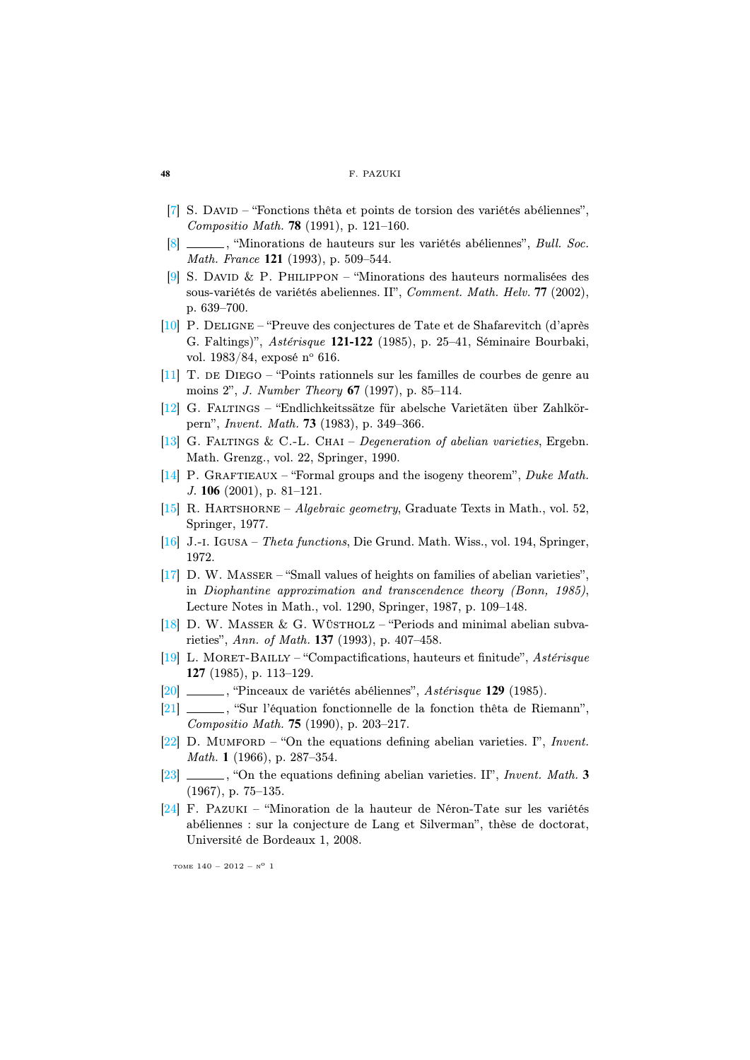[7] S. David – "Fonctions thêta et points de torsion des variétés abéliennes", *Compositio Math.* **78** (1991), p. 121–160.

[8] ______, "Minorations de hauteurs sur les variétés abéliennes", *Bull. Soc. Math. France* **121** (1993), p. 509–544.

[9] S. David & P. Philippon – "Minorations des hauteurs normalisées des sous-variétés de variétés abeliennes. II", *Comment. Math. Helv.* **77** (2002), p. 639–700.

[10] P. Deligne – "Preuve des conjectures de Tate et de Shafarevitch (d'après G. Faltings)", *Astérisque* **121-122** (1985), p. 25–41, Séminaire Bourbaki, vol. 1983/84, exposé nº 616.

[11] T. de Diego – "Points rationnels sur les familles de courbes de genre au moins 2", *J. Number Theory* **67** (1997), p. 85–114.

[12] G. Faltings – "Endlichkeitssätze für abelsche Varietäten über Zahlkörpern", *Invent. Math.* **73** (1983), p. 349–366.

[13] G. Faltings & C.-L. Chai – *Degeneration of abelian varieties*, Ergebn. Math. Grenzg., vol. 22, Springer, 1990.

[14] P. Graftieaux – "Formal groups and the isogeny theorem", *Duke Math. J.* **106** (2001), p. 81–121.

[15] R. Hartshorne – *Algebraic geometry*, Graduate Texts in Math., vol. 52, Springer, 1977.

[16] J.-i. Igusa – *Theta functions*, Die Grund. Math. Wiss., vol. 194, Springer, 1972.

[17] D. W. Masser – "Small values of heights on families of abelian varieties", in *Diophantine approximation and transcendence theory (Bonn, 1985)*, Lecture Notes in Math., vol. 1290, Springer, 1987, p. 109–148.

[18] D. W. Masser & G. Wüstholz – "Periods and minimal abelian subvarieties", *Ann. of Math.* **137** (1993), p. 407–458.

[19] L. Moret-Bailly – "Compactifications, hauteurs et finitude", *Astérisque* **127** (1985), p. 113–129.

[20] ______, "Pinceaux de variétés abéliennes", *Astérisque* **129** (1985).

[21] ______, "Sur l'équation fonctionnelle de la fonction thêta de Riemann", *Compositio Math.* **75** (1990), p. 203–217.

[22] D. Mumford – "On the equations defining abelian varieties. I", *Invent. Math.* **1** (1966), p. 287–354.

[23] ______, "On the equations defining abelian varieties. II", *Invent. Math.* **3** (1967), p. 75–135.

[24] F. Pazuki – "Minoration de la hauteur de Néron-Tate sur les variétés abéliennes : sur la conjecture de Lang et Silverman", thèse de doctorat, Université de Bordeaux 1, 2008.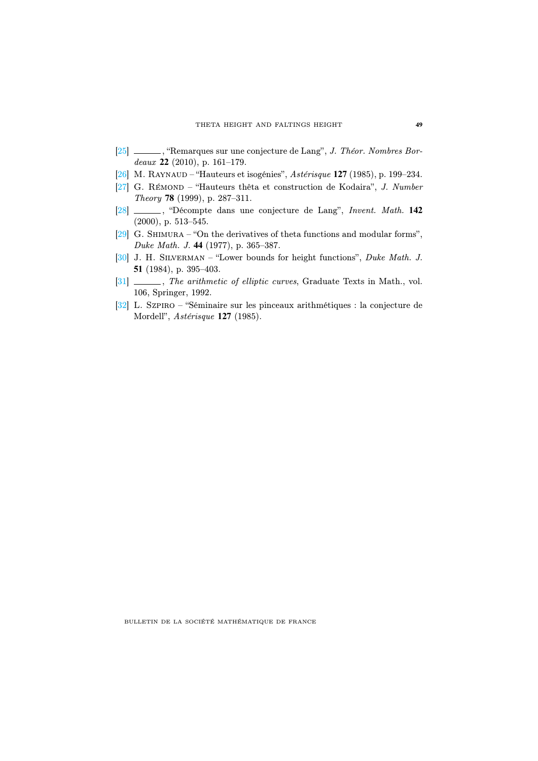[25] ———, "Remarques sur une conjecture de Lang", *J. Théor. Nombres Bordeaux* **22** (2010), p. 161–179.

[26] M. Raynaud – "Hauteurs et isogénies", *Astérisque* **127** (1985), p. 199–234.

[27] G. Rémond – "Hauteurs thêta et construction de Kodaira", *J. Number Theory* **78** (1999), p. 287–311.

[28] ———, "Décompte dans une conjecture de Lang", *Invent. Math.* **142** (2000), p. 513–545.

[29] G. Shimura – "On the derivatives of theta functions and modular forms", *Duke Math. J.* **44** (1977), p. 365–387.

[30] J. H. Silverman – "Lower bounds for height functions", *Duke Math. J.* **51** (1984), p. 395–403.

[31] ———, *The arithmetic of elliptic curves*, Graduate Texts in Math., vol. 106, Springer, 1992.

[32] L. Szpiro – "Séminaire sur les pinceaux arithmétiques : la conjecture de Mordell", *Astérisque* **127** (1985).